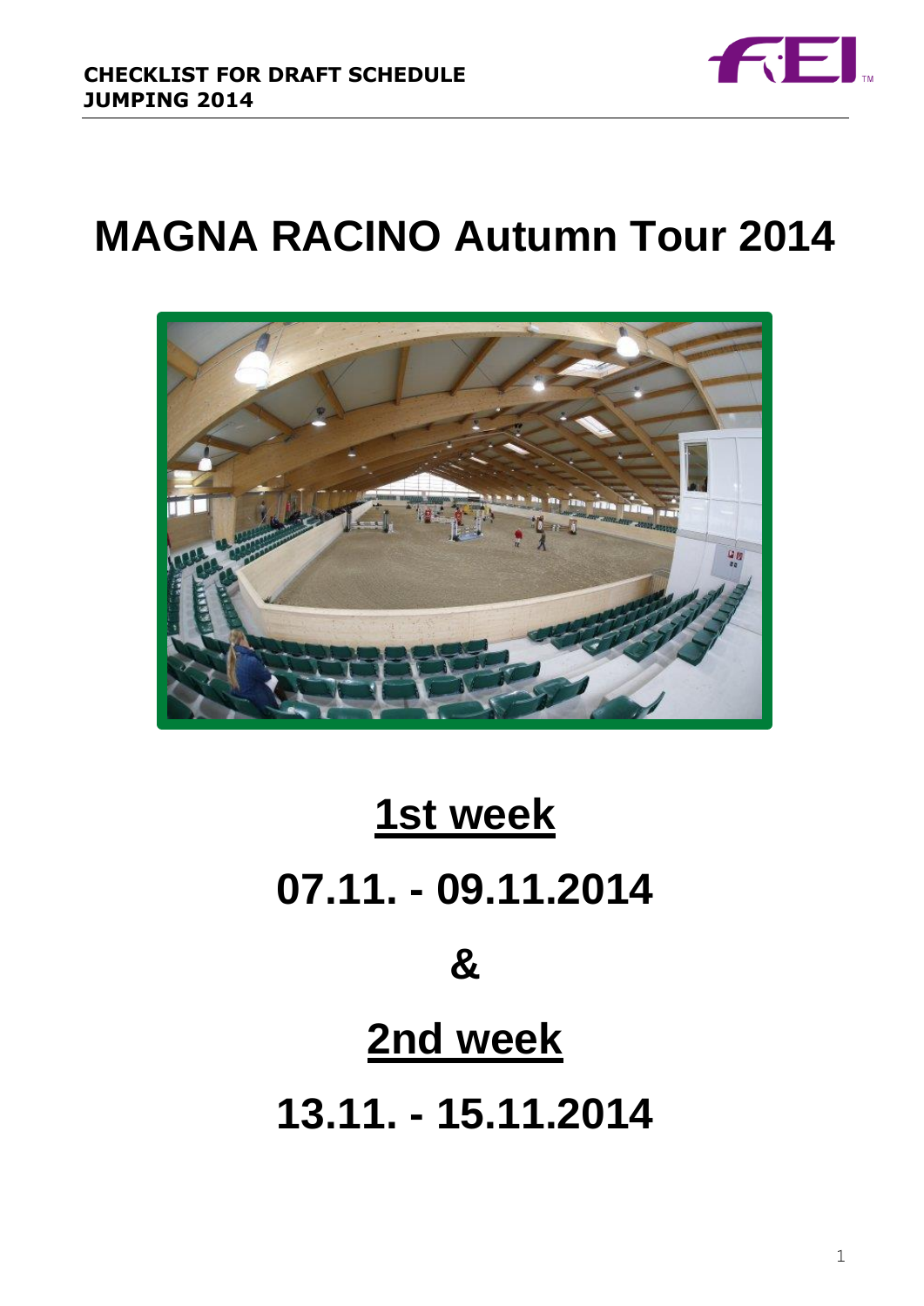**CHECKLIST FOR DRAFT SCHEDULE**
**JUMPING 2014**

# MAGNA RACINO Autumn Tour 2014

## 1st week

## 07.11. - 09.11.2014

## &

## 2nd week

## 13.11. - 15.11.2014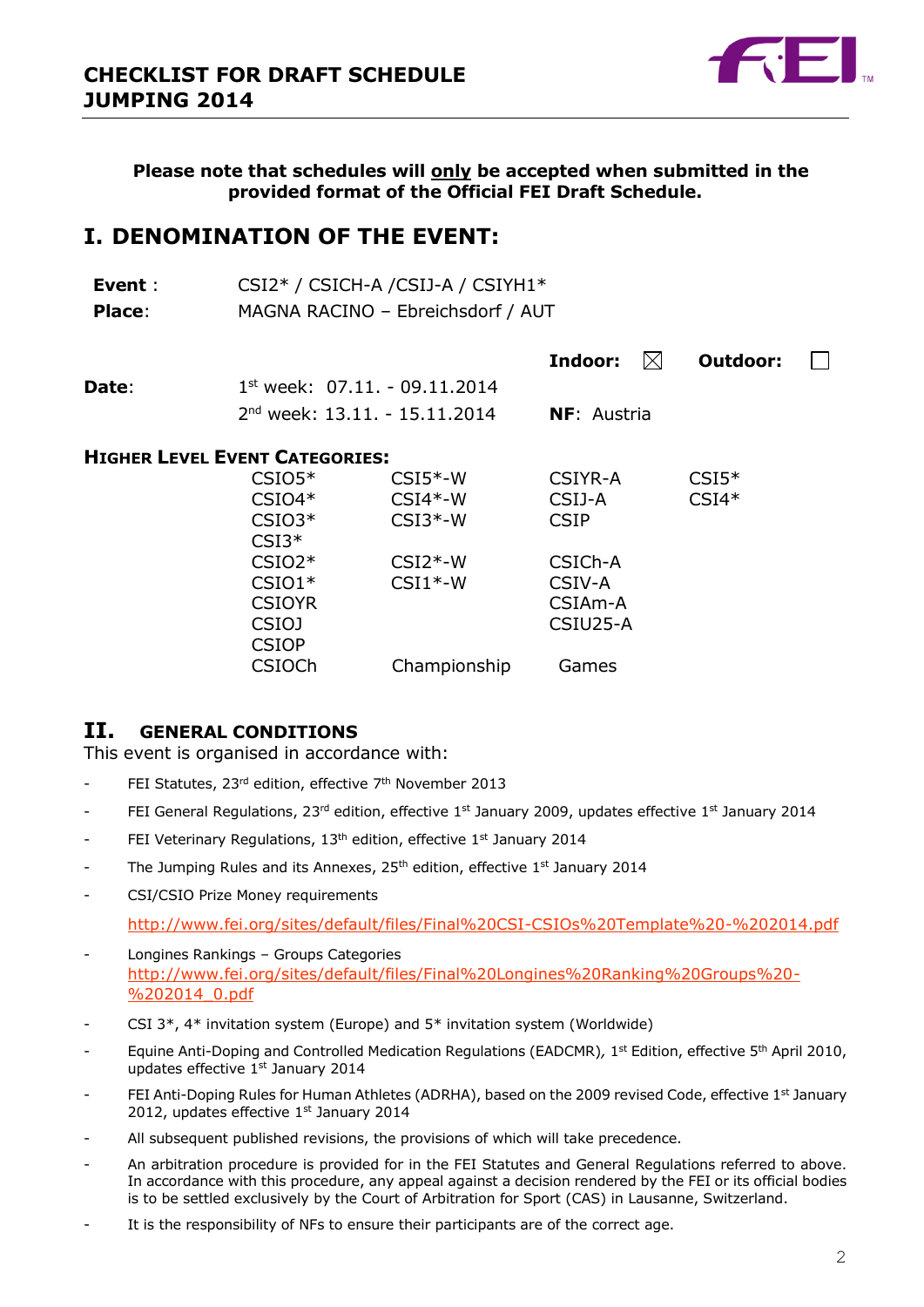# CHECKLIST FOR DRAFT SCHEDULE JUMPING 2014

**Please note that schedules will only be accepted when submitted in the provided format of the Official FEI Draft Schedule.**

# I. DENOMINATION OF THE EVENT:

**Event** : CSI2* / CSICH-A /CSIJ-A / CSIYH1*

**Place**: MAGNA RACINO – Ebreichsdorf / AUT

**Indoor:** ☒ **Outdoor:** ☐

**Date**: 1st week: 07.11. - 09.11.2014
2nd week: 13.11. - 15.11.2014

**NF**: Austria

**HIGHER LEVEL EVENT CATEGORIES:**

| | | | |
|---|---|---|---|
| CSIO5* | CSI5*-W | CSIYR-A | CSI5* |
| CSIO4* | CSI4*-W | CSIJ-A | CSI4* |
| CSIO3* | CSI3*-W | CSIP | |
| CSI3* | | | |
| CSIO2* | CSI2*-W | CSICh-A | |
| CSIO1* | CSI1*-W | CSIV-A | |
| CSIOYR | | CSIAm-A | |
| CSIOJ | | CSIU25-A | |
| CSIOP | | | |
| CSIOCh | Championship | Games | |

# II. GENERAL CONDITIONS

This event is organised in accordance with:

- FEI Statutes, 23rd edition, effective 7th November 2013
- FEI General Regulations, 23rd edition, effective 1st January 2009, updates effective 1st January 2014
- FEI Veterinary Regulations, 13th edition, effective 1st January 2014
- The Jumping Rules and its Annexes, 25th edition, effective 1st January 2014
- CSI/CSIO Prize Money requirements
  http://www.fei.org/sites/default/files/Final%20CSI-CSIOs%20Template%20-%202014.pdf
- Longines Rankings – Groups Categories
  http://www.fei.org/sites/default/files/Final%20Longines%20Ranking%20Groups%20-%202014_0.pdf
- CSI 3*, 4* invitation system (Europe) and 5* invitation system (Worldwide)
- Equine Anti-Doping and Controlled Medication Regulations (EADCMR), 1st Edition, effective 5th April 2010, updates effective 1st January 2014
- FEI Anti-Doping Rules for Human Athletes (ADRHA), based on the 2009 revised Code, effective 1st January 2012, updates effective 1st January 2014
- All subsequent published revisions, the provisions of which will take precedence.
- An arbitration procedure is provided for in the FEI Statutes and General Regulations referred to above. In accordance with this procedure, any appeal against a decision rendered by the FEI or its official bodies is to be settled exclusively by the Court of Arbitration for Sport (CAS) in Lausanne, Switzerland.
- It is the responsibility of NFs to ensure their participants are of the correct age.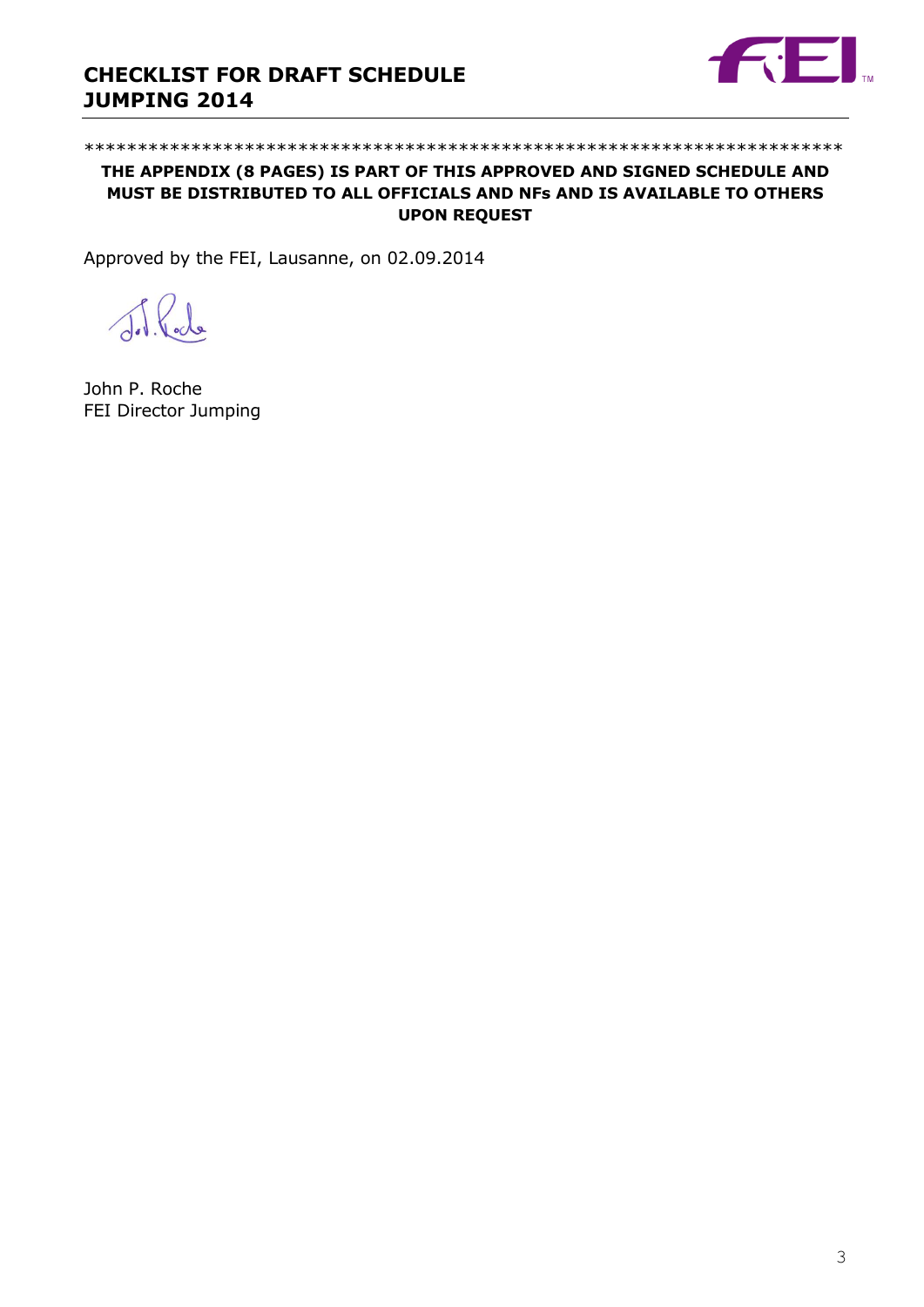*********************************************************************

**THE APPENDIX (8 PAGES) IS PART OF THIS APPROVED AND SIGNED SCHEDULE AND MUST BE DISTRIBUTED TO ALL OFFICIALS AND NFs AND IS AVAILABLE TO OTHERS UPON REQUEST**

Approved by the FEI, Lausanne, on 02.09.2014

John P. Roche
FEI Director Jumping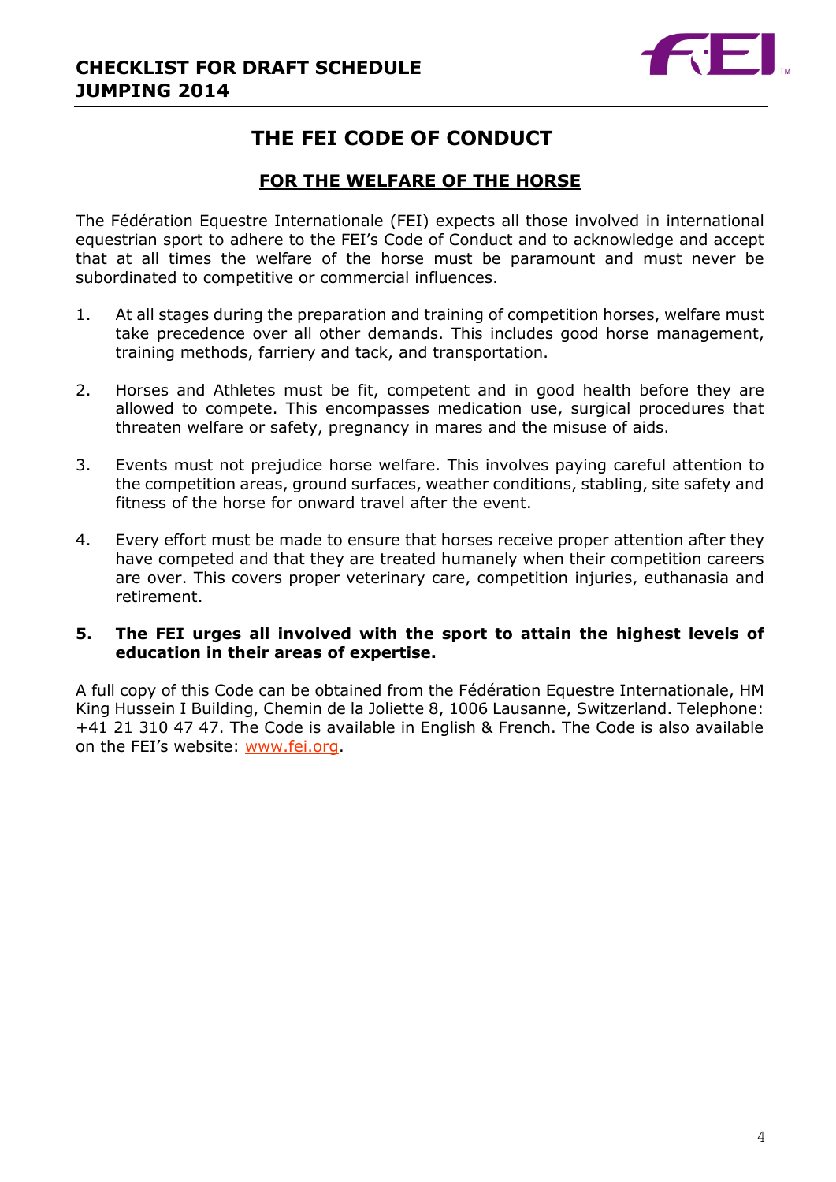# THE FEI CODE OF CONDUCT

## FOR THE WELFARE OF THE HORSE

The Fédération Equestre Internationale (FEI) expects all those involved in international equestrian sport to adhere to the FEI's Code of Conduct and to acknowledge and accept that at all times the welfare of the horse must be paramount and must never be subordinated to competitive or commercial influences.

1. At all stages during the preparation and training of competition horses, welfare must take precedence over all other demands. This includes good horse management, training methods, farriery and tack, and transportation.

2. Horses and Athletes must be fit, competent and in good health before they are allowed to compete. This encompasses medication use, surgical procedures that threaten welfare or safety, pregnancy in mares and the misuse of aids.

3. Events must not prejudice horse welfare. This involves paying careful attention to the competition areas, ground surfaces, weather conditions, stabling, site safety and fitness of the horse for onward travel after the event.

4. Every effort must be made to ensure that horses receive proper attention after they have competed and that they are treated humanely when their competition careers are over. This covers proper veterinary care, competition injuries, euthanasia and retirement.

5. **The FEI urges all involved with the sport to attain the highest levels of education in their areas of expertise.**

A full copy of this Code can be obtained from the Fédération Equestre Internationale, HM King Hussein I Building, Chemin de la Joliette 8, 1006 Lausanne, Switzerland. Telephone: +41 21 310 47 47. The Code is available in English & French. The Code is also available on the FEI's website: www.fei.org.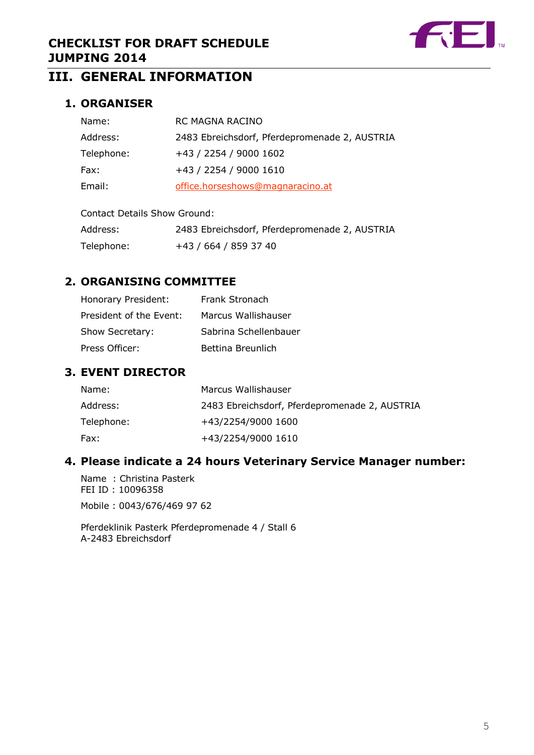## III. GENERAL INFORMATION

### 1. ORGANISER

| | |
|---|---|
| Name: | RC MAGNA RACINO |
| Address: | 2483 Ebreichsdorf, Pferdepromenade 2, AUSTRIA |
| Telephone: | +43 / 2254 / 9000 1602 |
| Fax: | +43 / 2254 / 9000 1610 |
| Email: | office.horseshows@magnaracino.at |

Contact Details Show Ground:

| | |
|---|---|
| Address: | 2483 Ebreichsdorf, Pferdepromenade 2, AUSTRIA |
| Telephone: | +43 / 664 / 859 37 40 |

### 2. ORGANISING COMMITTEE

| | |
|---|---|
| Honorary President: | Frank Stronach |
| President of the Event: | Marcus Wallishauser |
| Show Secretary: | Sabrina Schellenbauer |
| Press Officer: | Bettina Breunlich |

### 3. EVENT DIRECTOR

| | |
|---|---|
| Name: | Marcus Wallishauser |
| Address: | 2483 Ebreichsdorf, Pferdepromenade 2, AUSTRIA |
| Telephone: | +43/2254/9000 1600 |
| Fax: | +43/2254/9000 1610 |

### 4. Please indicate a 24 hours Veterinary Service Manager number:

Name : Christina Pasterk
FEI ID : 10096358

Mobile : 0043/676/469 97 62

Pferdeklinik Pasterk Pferdepromenade 4 / Stall 6
A-2483 Ebreichsdorf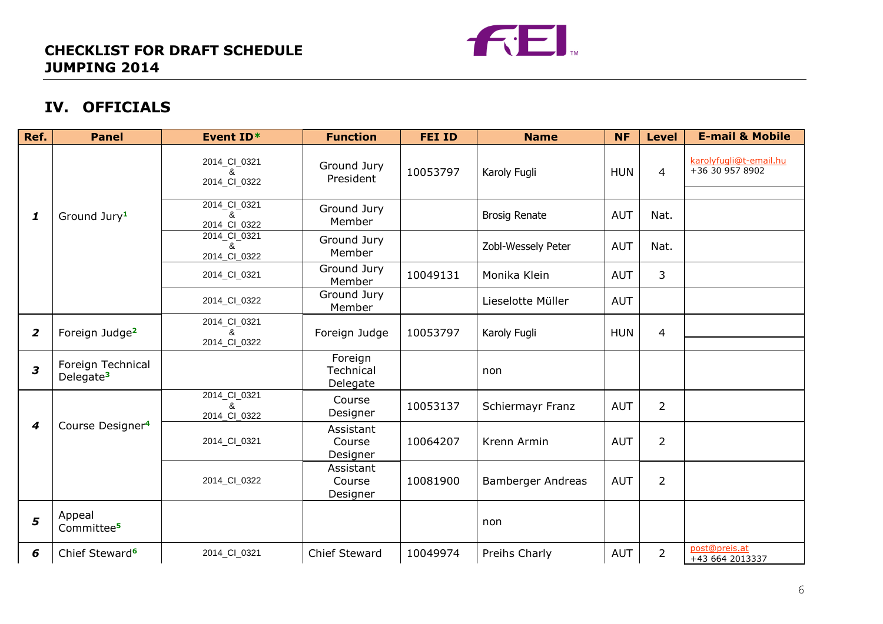**CHECKLIST FOR DRAFT SCHEDULE JUMPING 2014**

## IV. OFFICIALS

| Ref. | Panel | Event ID* | Function | FEI ID | Name | NF | Level | E-mail & Mobile |
|---|---|---|---|---|---|---|---|---|
| *1* | Ground Jury[1] | 2014_CI_0321 & 2014_CI_0322 | Ground Jury President | 10053797 | Karoly Fugli | HUN | 4 | karolyfugli@t-email.hu +36 30 957 8902 |
| | | 2014_CI_0321 & 2014_CI_0322 | Ground Jury Member | | Brosig Renate | AUT | Nat. | |
| | | 2014_CI_0321 & 2014_CI_0322 | Ground Jury Member | | Zobl-Wessely Peter | AUT | Nat. | |
| | | 2014_CI_0321 | Ground Jury Member | 10049131 | Monika Klein | AUT | 3 | |
| | | 2014_CI_0322 | Ground Jury Member | | Lieselotte Müller | AUT | | |
| *2* | Foreign Judge[2] | 2014_CI_0321 & 2014_CI_0322 | Foreign Judge | 10053797 | Karoly Fugli | HUN | 4 | |
| *3* | Foreign Technical Delegate[3] | | Foreign Technical Delegate | | non | | | |
| *4* | Course Designer[4] | 2014_CI_0321 & 2014_CI_0322 | Course Designer | 10053137 | Schiermayr Franz | AUT | 2 | |
| | | 2014_CI_0321 | Assistant Course Designer | 10064207 | Krenn Armin | AUT | 2 | |
| | | 2014_CI_0322 | Assistant Course Designer | 10081900 | Bamberger Andreas | AUT | 2 | |
| *5* | Appeal Committee[5] | | | | non | | | |
| *6* | Chief Steward[6] | 2014_CI_0321 | Chief Steward | 10049974 | Preihs Charly | AUT | 2 | post@preis.at +43 664 2013337 |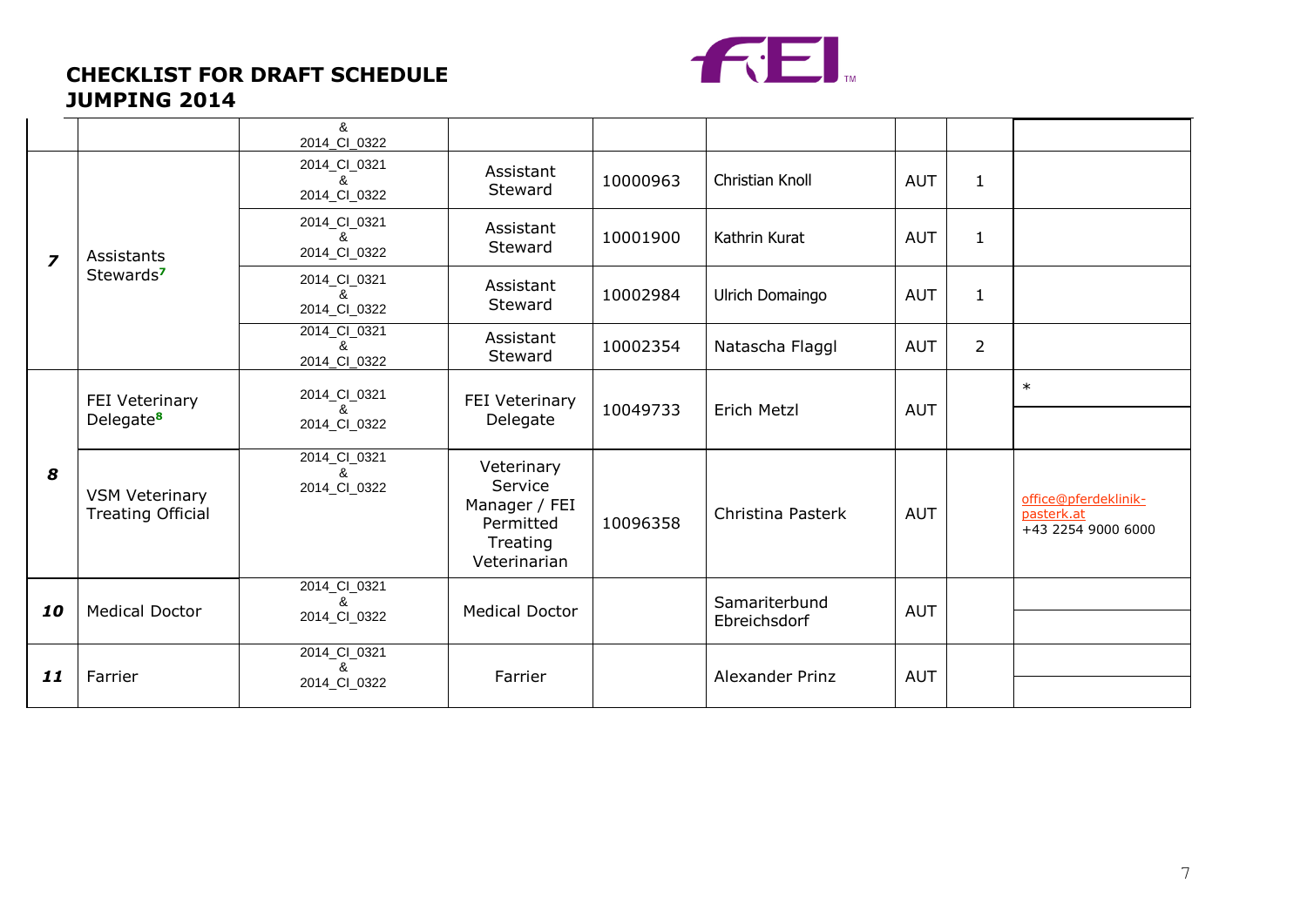## CHECKLIST FOR DRAFT SCHEDULE JUMPING 2014

| | | | | | | | | |
|---|---|---|---|---|---|---|---|---|
| | | & 2014_CI_0322 | | | | | | |
| **7** | Assistants Stewards[7] | 2014_CI_0321 & 2014_CI_0322 | Assistant Steward | 10000963 | Christian Knoll | AUT | 1 | |
| | | 2014_CI_0321 & 2014_CI_0322 | Assistant Steward | 10001900 | Kathrin Kurat | AUT | 1 | |
| | | 2014_CI_0321 & 2014_CI_0322 | Assistant Steward | 10002984 | Ulrich Domaingo | AUT | 1 | |
| | | 2014_CI_0321 & 2014_CI_0322 | Assistant Steward | 10002354 | Natascha Flaggl | AUT | 2 | |
| **8** | FEI Veterinary Delegate[8] | 2014_CI_0321 & 2014_CI_0322 | FEI Veterinary Delegate | 10049733 | Erich Metzl | AUT | | * |
| | VSM Veterinary Treating Official | 2014_CI_0321 & 2014_CI_0322 | Veterinary Service Manager / FEI Permitted Treating Veterinarian | 10096358 | Christina Pasterk | AUT | | office@pferdeklinik-pasterk.at +43 2254 9000 6000 |
| **10** | Medical Doctor | 2014_CI_0321 & 2014_CI_0322 | Medical Doctor | | Samariterbund Ebreichsdorf | AUT | | |
| **11** | Farrier | 2014_CI_0321 & 2014_CI_0322 | Farrier | | Alexander Prinz | AUT | | |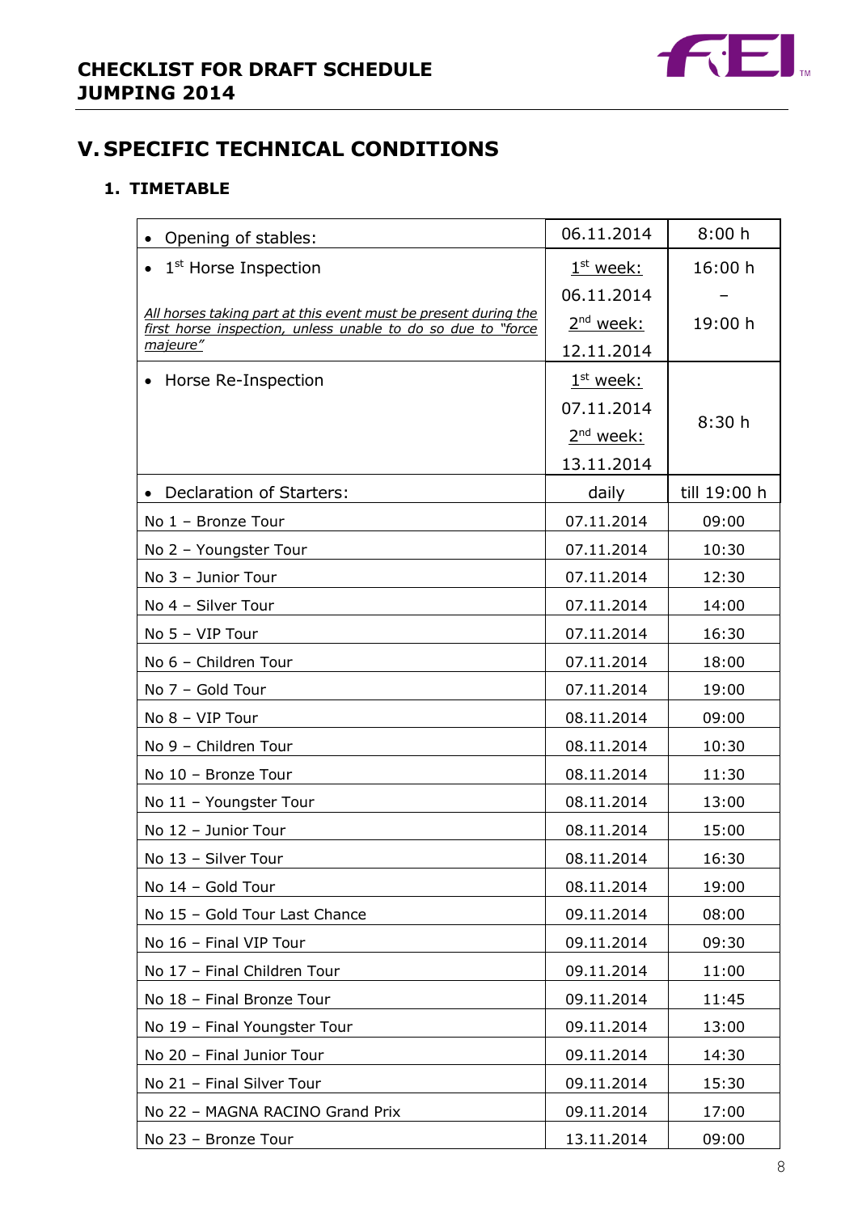## V. SPECIFIC TECHNICAL CONDITIONS

### 1. TIMETABLE

| | | |
|---|---|---|
| • Opening of stables: | 06.11.2014 | 8:00 h |
| • 1st Horse Inspection<br><br>*All horses taking part at this event must be present during the first horse inspection, unless unable to do so due to "force majeure"* | 1st week:<br>06.11.2014<br>2nd week:<br>12.11.2014 | 16:00 h<br>–<br>19:00 h |
| • Horse Re-Inspection | 1st week:<br>07.11.2014<br>2nd week:<br>13.11.2014 | 8:30 h |
| • Declaration of Starters: | daily | till 19:00 h |
| No 1 – Bronze Tour | 07.11.2014 | 09:00 |
| No 2 – Youngster Tour | 07.11.2014 | 10:30 |
| No 3 – Junior Tour | 07.11.2014 | 12:30 |
| No 4 – Silver Tour | 07.11.2014 | 14:00 |
| No 5 – VIP Tour | 07.11.2014 | 16:30 |
| No 6 – Children Tour | 07.11.2014 | 18:00 |
| No 7 – Gold Tour | 07.11.2014 | 19:00 |
| No 8 – VIP Tour | 08.11.2014 | 09:00 |
| No 9 – Children Tour | 08.11.2014 | 10:30 |
| No 10 – Bronze Tour | 08.11.2014 | 11:30 |
| No 11 – Youngster Tour | 08.11.2014 | 13:00 |
| No 12 – Junior Tour | 08.11.2014 | 15:00 |
| No 13 – Silver Tour | 08.11.2014 | 16:30 |
| No 14 – Gold Tour | 08.11.2014 | 19:00 |
| No 15 – Gold Tour Last Chance | 09.11.2014 | 08:00 |
| No 16 – Final VIP Tour | 09.11.2014 | 09:30 |
| No 17 – Final Children Tour | 09.11.2014 | 11:00 |
| No 18 – Final Bronze Tour | 09.11.2014 | 11:45 |
| No 19 – Final Youngster Tour | 09.11.2014 | 13:00 |
| No 20 – Final Junior Tour | 09.11.2014 | 14:30 |
| No 21 – Final Silver Tour | 09.11.2014 | 15:30 |
| No 22 – MAGNA RACINO Grand Prix | 09.11.2014 | 17:00 |
| No 23 – Bronze Tour | 13.11.2014 | 09:00 |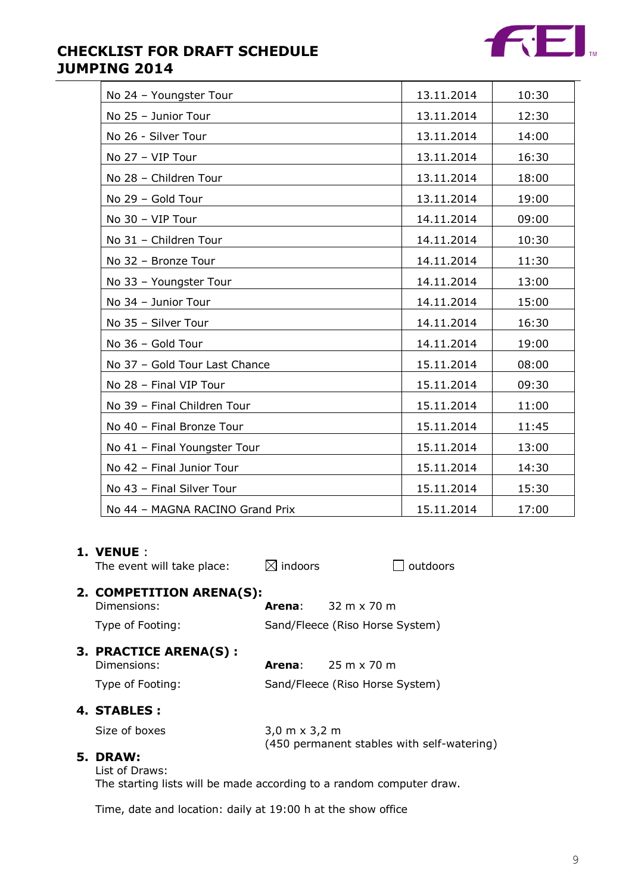# CHECKLIST FOR DRAFT SCHEDULE JUMPING 2014

| | | |
|---|---|---|
| No 24 – Youngster Tour | 13.11.2014 | 10:30 |
| No 25 – Junior Tour | 13.11.2014 | 12:30 |
| No 26 - Silver Tour | 13.11.2014 | 14:00 |
| No 27 – VIP Tour | 13.11.2014 | 16:30 |
| No 28 – Children Tour | 13.11.2014 | 18:00 |
| No 29 – Gold Tour | 13.11.2014 | 19:00 |
| No 30 – VIP Tour | 14.11.2014 | 09:00 |
| No 31 – Children Tour | 14.11.2014 | 10:30 |
| No 32 – Bronze Tour | 14.11.2014 | 11:30 |
| No 33 – Youngster Tour | 14.11.2014 | 13:00 |
| No 34 – Junior Tour | 14.11.2014 | 15:00 |
| No 35 – Silver Tour | 14.11.2014 | 16:30 |
| No 36 – Gold Tour | 14.11.2014 | 19:00 |
| No 37 – Gold Tour Last Chance | 15.11.2014 | 08:00 |
| No 28 – Final VIP Tour | 15.11.2014 | 09:30 |
| No 39 – Final Children Tour | 15.11.2014 | 11:00 |
| No 40 – Final Bronze Tour | 15.11.2014 | 11:45 |
| No 41 – Final Youngster Tour | 15.11.2014 | 13:00 |
| No 42 – Final Junior Tour | 15.11.2014 | 14:30 |
| No 43 – Final Silver Tour | 15.11.2014 | 15:30 |
| No 44 – MAGNA RACINO Grand Prix | 15.11.2014 | 17:00 |

1. **VENUE** :
   The event will take place: ☒ indoors ☐ outdoors

2. **COMPETITION ARENA(S):**
   Dimensions: **Arena**: 32 m x 70 m
   Type of Footing: Sand/Fleece (Riso Horse System)

3. **PRACTICE ARENA(S) :**
   Dimensions: **Arena**: 25 m x 70 m
   Type of Footing: Sand/Fleece (Riso Horse System)

4. **STABLES :**
   Size of boxes 3,0 m x 3,2 m
   (450 permanent stables with self-watering)

5. **DRAW:**
   List of Draws:
   The starting lists will be made according to a random computer draw.

   Time, date and location: daily at 19:00 h at the show office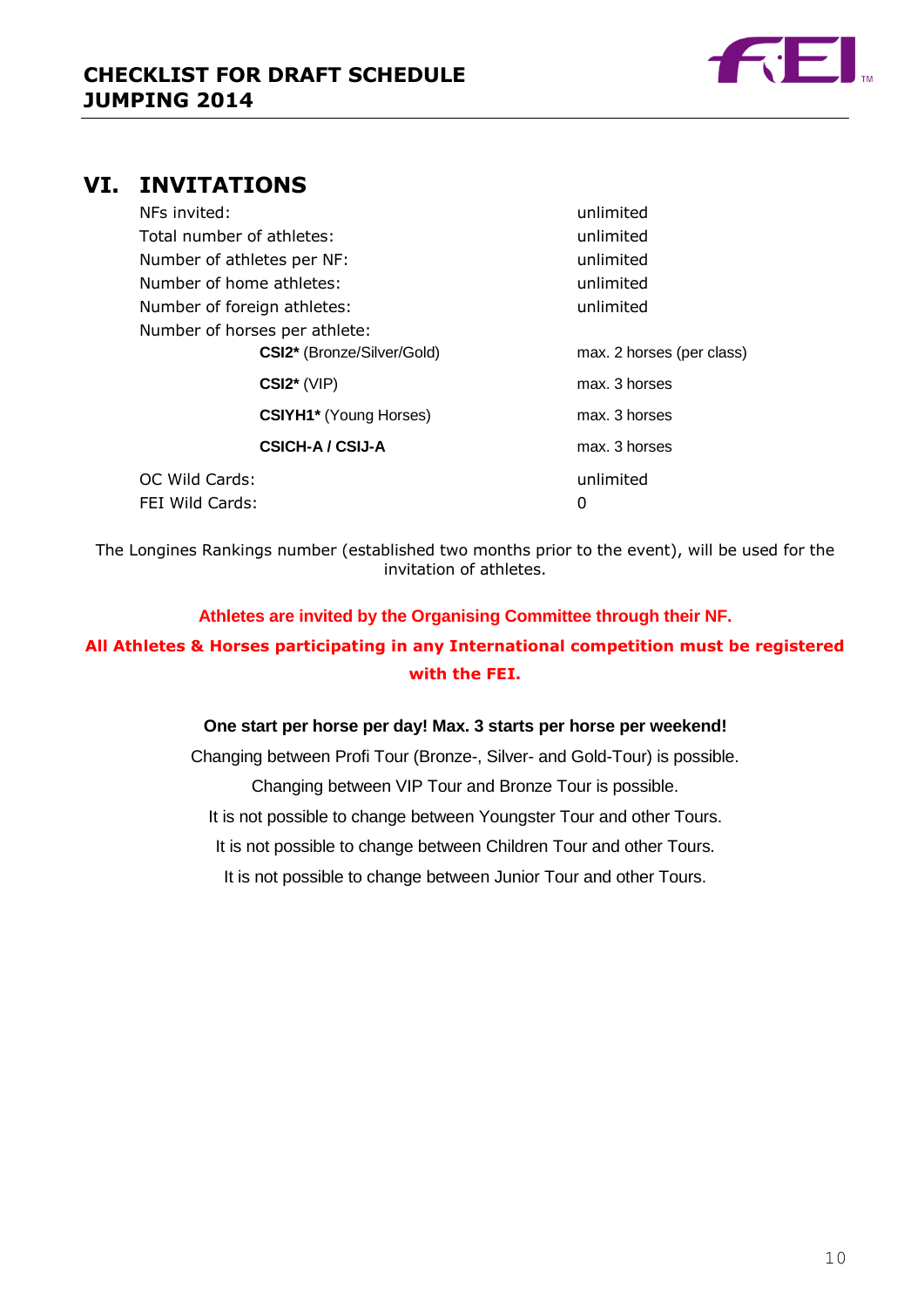## VI. INVITATIONS

| | |
|---|---|
| NFs invited: | unlimited |
| Total number of athletes: | unlimited |
| Number of athletes per NF: | unlimited |
| Number of home athletes: | unlimited |
| Number of foreign athletes: | unlimited |
| Number of horses per athlete: | |
| **CSI2*** (Bronze/Silver/Gold) | max. 2 horses (per class) |
| **CSI2*** (VIP) | max. 3 horses |
| **CSIYH1*** (Young Horses) | max. 3 horses |
| **CSICH-A / CSIJ-A** | max. 3 horses |
| OC Wild Cards: | unlimited |
| FEI Wild Cards: | 0 |

The Longines Rankings number (established two months prior to the event), will be used for the invitation of athletes.

**Athletes are invited by the Organising Committee through their NF.**

**All Athletes & Horses participating in any International competition must be registered with the FEI.**

**One start per horse per day! Max. 3 starts per horse per weekend!**

Changing between Profi Tour (Bronze-, Silver- and Gold-Tour) is possible.

Changing between VIP Tour and Bronze Tour is possible.

It is not possible to change between Youngster Tour and other Tours.

It is not possible to change between Children Tour and other Tours.

It is not possible to change between Junior Tour and other Tours.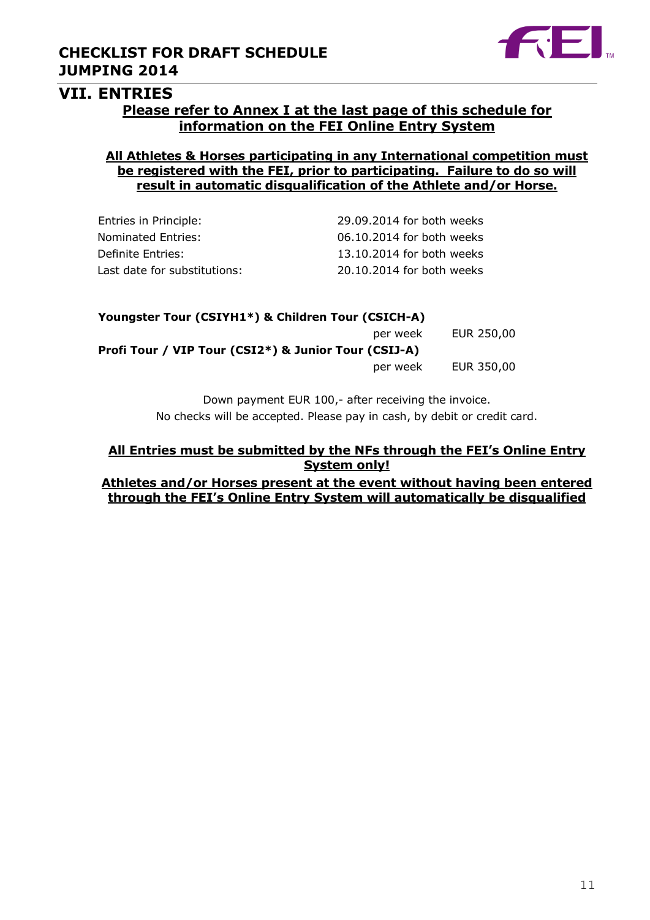## VII. ENTRIES

**Please refer to Annex I at the last page of this schedule for information on the FEI Online Entry System**

**All Athletes & Horses participating in any International competition must be registered with the FEI, prior to participating. Failure to do so will result in automatic disqualification of the Athlete and/or Horse.**

| | |
|---|---|
| Entries in Principle: | 29.09.2014 for both weeks |
| Nominated Entries: | 06.10.2014 for both weeks |
| Definite Entries: | 13.10.2014 for both weeks |
| Last date for substitutions: | 20.10.2014 for both weeks |

**Youngster Tour (CSIYH1*) & Children Tour (CSICH-A)**

| | | |
|---|---|---|
| | per week | EUR 250,00 |

**Profi Tour / VIP Tour (CSI2*) & Junior Tour (CSIJ-A)**

| | | |
|---|---|---|
| | per week | EUR 350,00 |

Down payment EUR 100,- after receiving the invoice.
No checks will be accepted. Please pay in cash, by debit or credit card.

**All Entries must be submitted by the NFs through the FEI's Online Entry System only!**

**Athletes and/or Horses present at the event without having been entered through the FEI's Online Entry System will automatically be disqualified**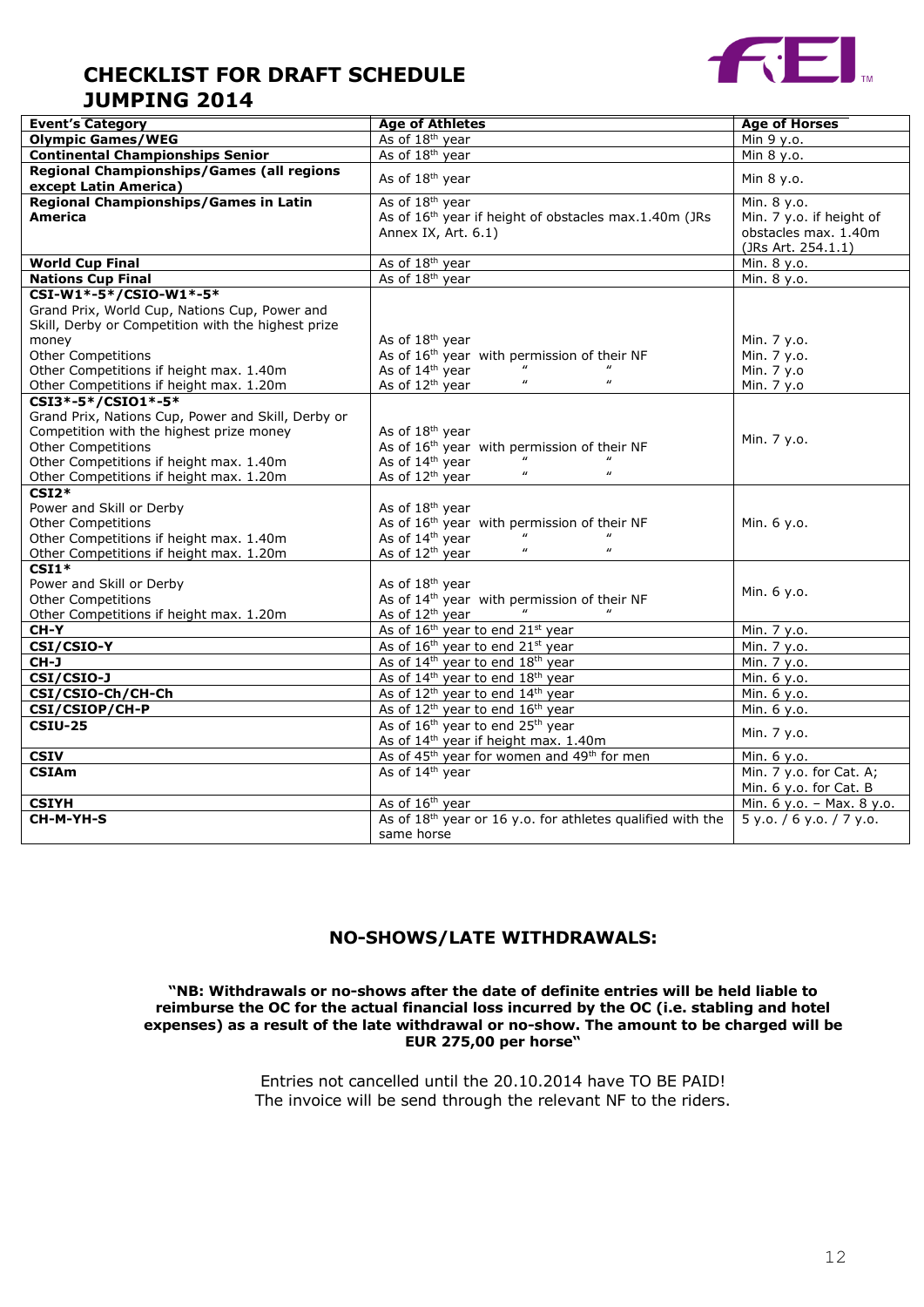# CHECKLIST FOR DRAFT SCHEDULE JUMPING 2014

| Event's Category | Age of Athletes | Age of Horses |
|---|---|---|
| **Olympic Games/WEG** | As of 18th year | Min 9 y.o. |
| **Continental Championships Senior** | As of 18th year | Min 8 y.o. |
| **Regional Championships/Games (all regions except Latin America)** | As of 18th year | Min 8 y.o. |
| **Regional Championships/Games in Latin America** | As of 18th year<br>As of 16th year if height of obstacles max.1.40m (JRs Annex IX, Art. 6.1) | Min. 8 y.o.<br>Min. 7 y.o. if height of obstacles max. 1.40m (JRs Art. 254.1.1) |
| **World Cup Final** | As of 18th year | Min. 8 y.o. |
| **Nations Cup Final** | As of 18th year | Min. 8 y.o. |
| **CSI-W1*-5*/CSIO-W1*-5***<br>Grand Prix, World Cup, Nations Cup, Power and Skill, Derby or Competition with the highest prize money<br>Other Competitions<br>Other Competitions if height max. 1.40m<br>Other Competitions if height max. 1.20m | <br><br><br>As of 18th year<br>As of 16th year with permission of their NF<br>As of 14th year " "<br>As of 12th year " " | <br><br><br>Min. 7 y.o.<br>Min. 7 y.o.<br>Min. 7 y.o<br>Min. 7 y.o |
| **CSI3*-5*/CSIO1*-5***<br>Grand Prix, Nations Cup, Power and Skill, Derby or Competition with the highest prize money<br>Other Competitions<br>Other Competitions if height max. 1.40m<br>Other Competitions if height max. 1.20m | <br><br>As of 18th year<br>As of 16th year with permission of their NF<br>As of 14th year " "<br>As of 12th year " " | Min. 7 y.o. |
| **CSI2***<br>Power and Skill or Derby<br>Other Competitions<br>Other Competitions if height max. 1.40m<br>Other Competitions if height max. 1.20m | <br>As of 18th year<br>As of 16th year with permission of their NF<br>As of 14th year " "<br>As of 12th year " " | Min. 6 y.o. |
| **CSI1***<br>Power and Skill or Derby<br>Other Competitions<br>Other Competitions if height max. 1.20m | <br>As of 18th year<br>As of 14th year with permission of their NF<br>As of 12th year " | Min. 6 y.o. |
| **CH-Y** | As of 16th year to end 21st year | Min. 7 y.o. |
| **CSI/CSIO-Y** | As of 16th year to end 21st year | Min. 7 y.o. |
| **CH-J** | As of 14th year to end 18th year | Min. 7 y.o. |
| **CSI/CSIO-J** | As of 14th year to end 18th year | Min. 6 y.o. |
| **CSI/CSIO-Ch/CH-Ch** | As of 12th year to end 14th year | Min. 6 y.o. |
| **CSI/CSIOP/CH-P** | As of 12th year to end 16th year | Min. 6 y.o. |
| **CSIU-25** | As of 16th year to end 25th year<br>As of 14th year if height max. 1.40m | Min. 7 y.o. |
| **CSIV** | As of 45th year for women and 49th for men | Min. 6 y.o. |
| **CSIAm** | As of 14th year | Min. 7 y.o. for Cat. A;<br>Min. 6 y.o. for Cat. B |
| **CSIYH** | As of 16th year | Min. 6 y.o. – Max. 8 y.o. |
| **CH-M-YH-S** | As of 18th year or 16 y.o. for athletes qualified with the same horse | 5 y.o. / 6 y.o. / 7 y.o. |

## NO-SHOWS/LATE WITHDRAWALS:

**"NB: Withdrawals or no-shows after the date of definite entries will be held liable to reimburse the OC for the actual financial loss incurred by the OC (i.e. stabling and hotel expenses) as a result of the late withdrawal or no-show. The amount to be charged will be EUR 275,00 per horse"**

Entries not cancelled until the 20.10.2014 have TO BE PAID!
The invoice will be send through the relevant NF to the riders.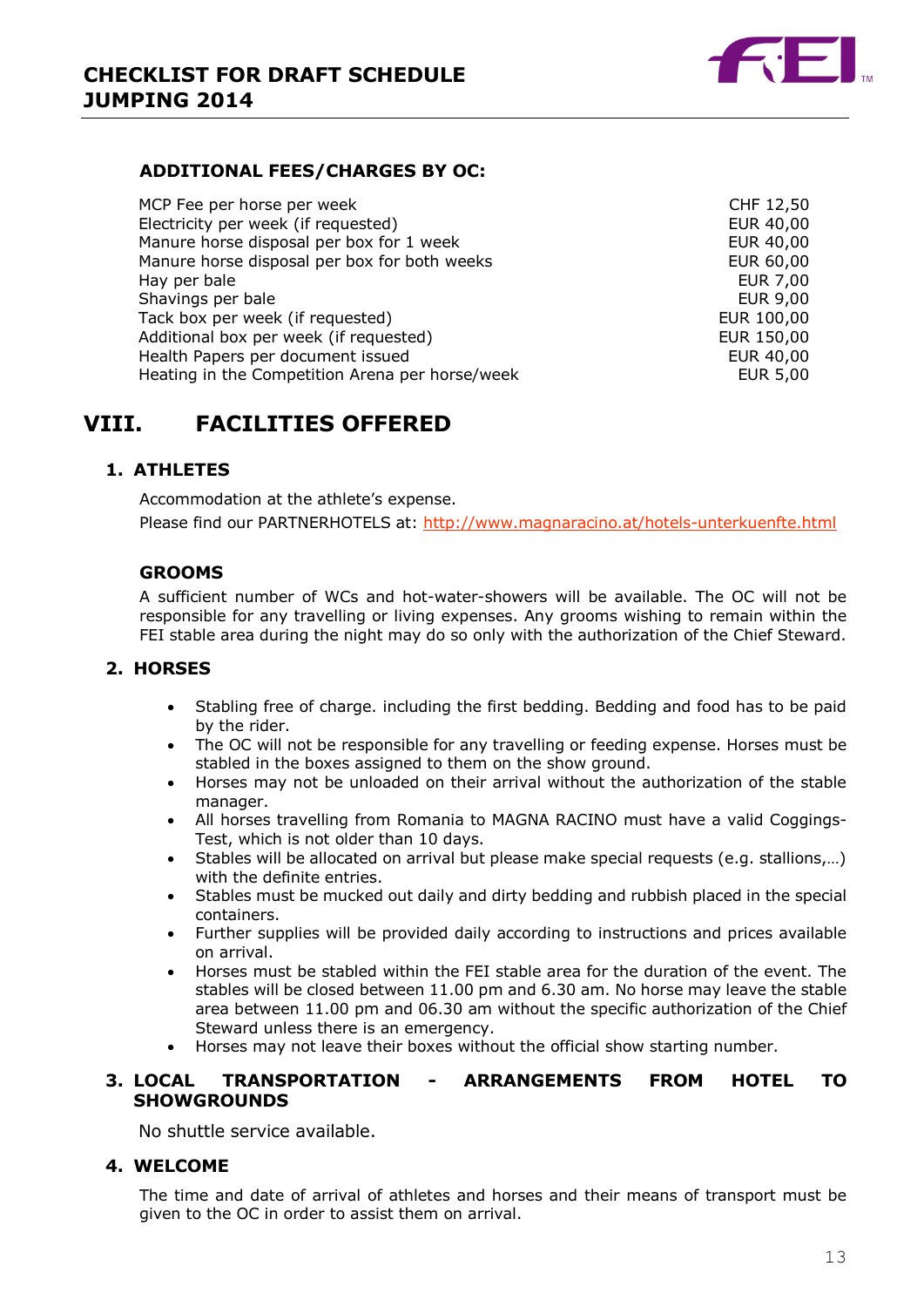### ADDITIONAL FEES/CHARGES BY OC:

| | |
|---|---|
| MCP Fee per horse per week | CHF 12,50 |
| Electricity per week (if requested) | EUR 40,00 |
| Manure horse disposal per box for 1 week | EUR 40,00 |
| Manure horse disposal per box for both weeks | EUR 60,00 |
| Hay per bale | EUR 7,00 |
| Shavings per bale | EUR 9,00 |
| Tack box per week (if requested) | EUR 100,00 |
| Additional box per week (if requested) | EUR 150,00 |
| Health Papers per document issued | EUR 40,00 |
| Heating in the Competition Arena per horse/week | EUR 5,00 |

# VIII. FACILITIES OFFERED

## 1. ATHLETES

Accommodation at the athlete's expense.
Please find our PARTNERHOTELS at: http://www.magnaracino.at/hotels-unterkuenfte.html

### GROOMS

A sufficient number of WCs and hot-water-showers will be available. The OC will not be responsible for any travelling or living expenses. Any grooms wishing to remain within the FEI stable area during the night may do so only with the authorization of the Chief Steward.

## 2. HORSES

- Stabling free of charge. including the first bedding. Bedding and food has to be paid by the rider.
- The OC will not be responsible for any travelling or feeding expense. Horses must be stabled in the boxes assigned to them on the show ground.
- Horses may not be unloaded on their arrival without the authorization of the stable manager.
- All horses travelling from Romania to MAGNA RACINO must have a valid Coggings-Test, which is not older than 10 days.
- Stables will be allocated on arrival but please make special requests (e.g. stallions,…) with the definite entries.
- Stables must be mucked out daily and dirty bedding and rubbish placed in the special containers.
- Further supplies will be provided daily according to instructions and prices available on arrival.
- Horses must be stabled within the FEI stable area for the duration of the event. The stables will be closed between 11.00 pm and 6.30 am. No horse may leave the stable area between 11.00 pm and 06.30 am without the specific authorization of the Chief Steward unless there is an emergency.
- Horses may not leave their boxes without the official show starting number.

## 3. LOCAL TRANSPORTATION - ARRANGEMENTS FROM HOTEL TO SHOWGROUNDS

No shuttle service available.

## 4. WELCOME

The time and date of arrival of athletes and horses and their means of transport must be given to the OC in order to assist them on arrival.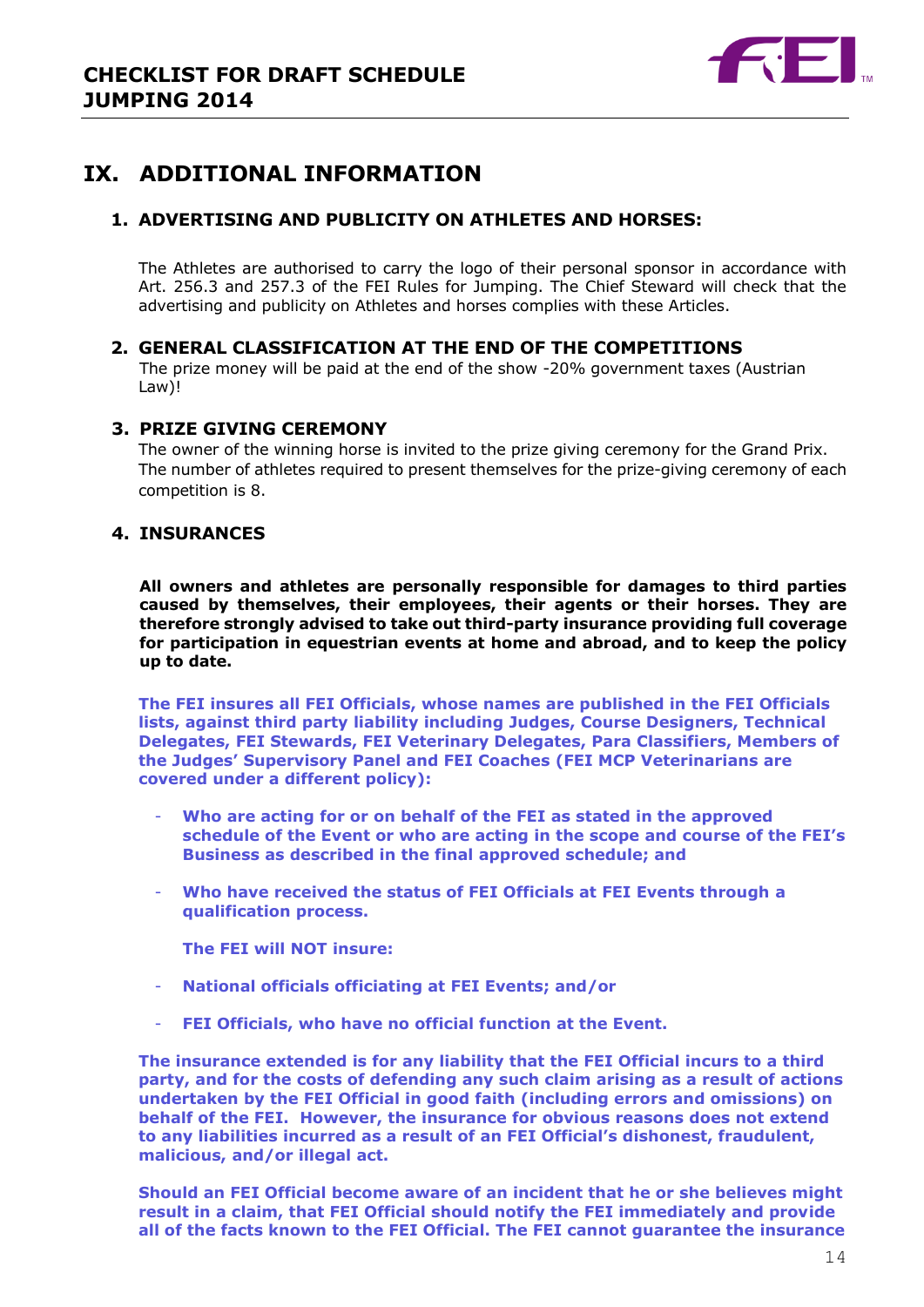## IX. ADDITIONAL INFORMATION

### 1. ADVERTISING AND PUBLICITY ON ATHLETES AND HORSES:

The Athletes are authorised to carry the logo of their personal sponsor in accordance with Art. 256.3 and 257.3 of the FEI Rules for Jumping. The Chief Steward will check that the advertising and publicity on Athletes and horses complies with these Articles.

### 2. GENERAL CLASSIFICATION AT THE END OF THE COMPETITIONS

The prize money will be paid at the end of the show -20% government taxes (Austrian Law)!

### 3. PRIZE GIVING CEREMONY

The owner of the winning horse is invited to the prize giving ceremony for the Grand Prix.
The number of athletes required to present themselves for the prize-giving ceremony of each competition is 8.

### 4. INSURANCES

**All owners and athletes are personally responsible for damages to third parties caused by themselves, their employees, their agents or their horses. They are therefore strongly advised to take out third-party insurance providing full coverage for participation in equestrian events at home and abroad, and to keep the policy up to date.**

**The FEI insures all FEI Officials, whose names are published in the FEI Officials lists, against third party liability including Judges, Course Designers, Technical Delegates, FEI Stewards, FEI Veterinary Delegates, Para Classifiers, Members of the Judges' Supervisory Panel and FEI Coaches (FEI MCP Veterinarians are covered under a different policy):**

- **Who are acting for or on behalf of the FEI as stated in the approved schedule of the Event or who are acting in the scope and course of the FEI's Business as described in the final approved schedule; and**
- **Who have received the status of FEI Officials at FEI Events through a qualification process.**

**The FEI will NOT insure:**

- **National officials officiating at FEI Events; and/or**
- **FEI Officials, who have no official function at the Event.**

**The insurance extended is for any liability that the FEI Official incurs to a third party, and for the costs of defending any such claim arising as a result of actions undertaken by the FEI Official in good faith (including errors and omissions) on behalf of the FEI. However, the insurance for obvious reasons does not extend to any liabilities incurred as a result of an FEI Official's dishonest, fraudulent, malicious, and/or illegal act.**

**Should an FEI Official become aware of an incident that he or she believes might result in a claim, that FEI Official should notify the FEI immediately and provide all of the facts known to the FEI Official. The FEI cannot guarantee the insurance**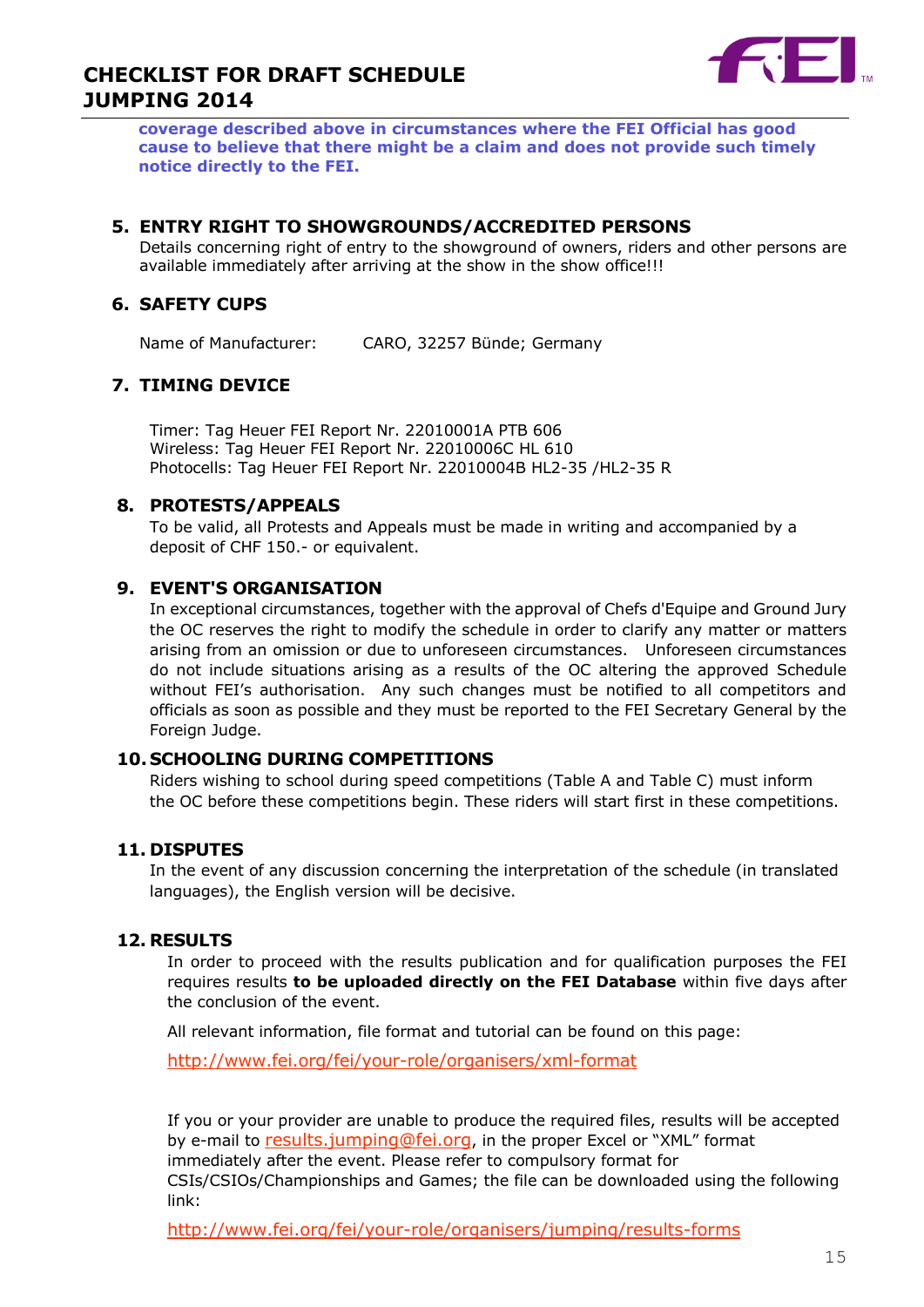**coverage described above in circumstances where the FEI Official has good cause to believe that there might be a claim and does not provide such timely notice directly to the FEI.**

## 5. ENTRY RIGHT TO SHOWGROUNDS/ACCREDITED PERSONS

Details concerning right of entry to the showground of owners, riders and other persons are available immediately after arriving at the show in the show office!!!

## 6. SAFETY CUPS

Name of Manufacturer: CARO, 32257 Bünde; Germany

## 7. TIMING DEVICE

Timer: Tag Heuer FEI Report Nr. 22010001A PTB 606
Wireless: Tag Heuer FEI Report Nr. 22010006C HL 610
Photocells: Tag Heuer FEI Report Nr. 22010004B HL2-35 /HL2-35 R

## 8. PROTESTS/APPEALS

To be valid, all Protests and Appeals must be made in writing and accompanied by a deposit of CHF 150.- or equivalent.

## 9. EVENT'S ORGANISATION

In exceptional circumstances, together with the approval of Chefs d'Equipe and Ground Jury the OC reserves the right to modify the schedule in order to clarify any matter or matters arising from an omission or due to unforeseen circumstances. Unforeseen circumstances do not include situations arising as a results of the OC altering the approved Schedule without FEI's authorisation. Any such changes must be notified to all competitors and officials as soon as possible and they must be reported to the FEI Secretary General by the Foreign Judge.

## 10. SCHOOLING DURING COMPETITIONS

Riders wishing to school during speed competitions (Table A and Table C) must inform the OC before these competitions begin. These riders will start first in these competitions.

## 11. DISPUTES

In the event of any discussion concerning the interpretation of the schedule (in translated languages), the English version will be decisive.

## 12. RESULTS

In order to proceed with the results publication and for qualification purposes the FEI requires results **to be uploaded directly on the FEI Database** within five days after the conclusion of the event.

All relevant information, file format and tutorial can be found on this page:

http://www.fei.org/fei/your-role/organisers/xml-format

If you or your provider are unable to produce the required files, results will be accepted by e-mail to results.jumping@fei.org, in the proper Excel or "XML" format immediately after the event. Please refer to compulsory format for CSIs/CSIOs/Championships and Games; the file can be downloaded using the following link:

http://www.fei.org/fei/your-role/organisers/jumping/results-forms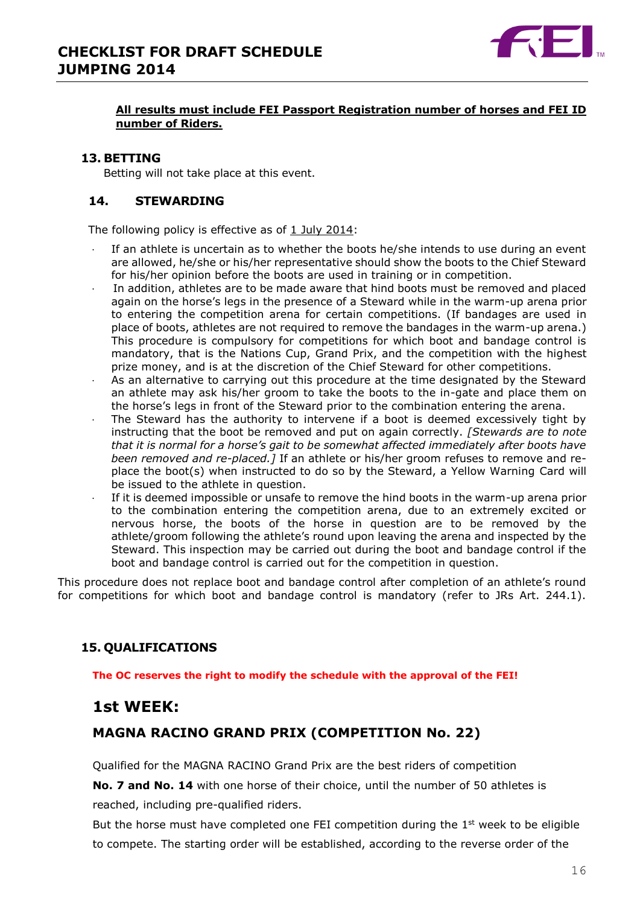**All results must include FEI Passport Registration number of horses and FEI ID number of Riders.**

## 13. BETTING

Betting will not take place at this event.

## 14. STEWARDING

The following policy is effective as of 1 July 2014:

- If an athlete is uncertain as to whether the boots he/she intends to use during an event are allowed, he/she or his/her representative should show the boots to the Chief Steward for his/her opinion before the boots are used in training or in competition.
- In addition, athletes are to be made aware that hind boots must be removed and placed again on the horse's legs in the presence of a Steward while in the warm-up arena prior to entering the competition arena for certain competitions. (If bandages are used in place of boots, athletes are not required to remove the bandages in the warm-up arena.) This procedure is compulsory for competitions for which boot and bandage control is mandatory, that is the Nations Cup, Grand Prix, and the competition with the highest prize money, and is at the discretion of the Chief Steward for other competitions.
- As an alternative to carrying out this procedure at the time designated by the Steward an athlete may ask his/her groom to take the boots to the in-gate and place them on the horse's legs in front of the Steward prior to the combination entering the arena.
- The Steward has the authority to intervene if a boot is deemed excessively tight by instructing that the boot be removed and put on again correctly. *[Stewards are to note that it is normal for a horse's gait to be somewhat affected immediately after boots have been removed and re-placed.]* If an athlete or his/her groom refuses to remove and re-place the boot(s) when instructed to do so by the Steward, a Yellow Warning Card will be issued to the athlete in question.
- If it is deemed impossible or unsafe to remove the hind boots in the warm-up arena prior to the combination entering the competition arena, due to an extremely excited or nervous horse, the boots of the horse in question are to be removed by the athlete/groom following the athlete's round upon leaving the arena and inspected by the Steward. This inspection may be carried out during the boot and bandage control if the boot and bandage control is carried out for the competition in question.

This procedure does not replace boot and bandage control after completion of an athlete's round for competitions for which boot and bandage control is mandatory (refer to JRs Art. 244.1).

## 15. QUALIFICATIONS

**The OC reserves the right to modify the schedule with the approval of the FEI!**

## 1st WEEK:

### MAGNA RACINO GRAND PRIX (COMPETITION No. 22)

Qualified for the MAGNA RACINO Grand Prix are the best riders of competition **No. 7 and No. 14** with one horse of their choice, until the number of 50 athletes is reached, including pre-qualified riders.

But the horse must have completed one FEI competition during the 1st week to be eligible to compete. The starting order will be established, according to the reverse order of the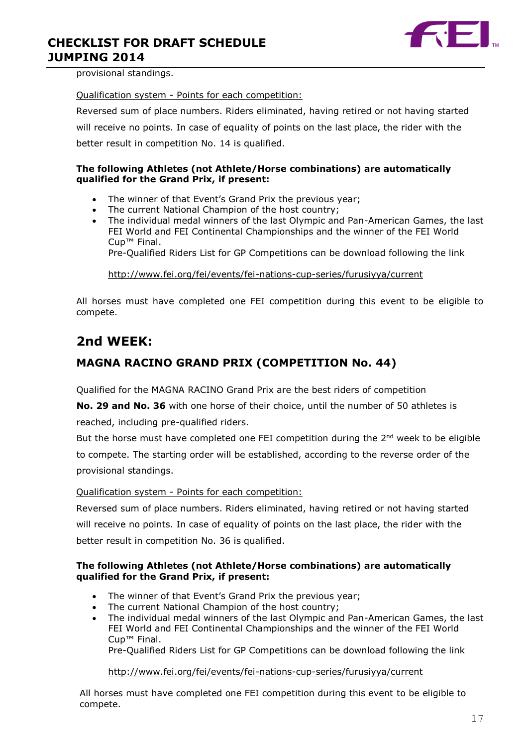provisional standings.

Qualification system - Points for each competition:

Reversed sum of place numbers. Riders eliminated, having retired or not having started will receive no points. In case of equality of points on the last place, the rider with the better result in competition No. 14 is qualified.

**The following Athletes (not Athlete/Horse combinations) are automatically qualified for the Grand Prix, if present:**

- The winner of that Event's Grand Prix the previous year;
- The current National Champion of the host country;
- The individual medal winners of the last Olympic and Pan-American Games, the last FEI World and FEI Continental Championships and the winner of the FEI World Cup™ Final.
  Pre-Qualified Riders List for GP Competitions can be download following the link

  http://www.fei.org/fei/events/fei-nations-cup-series/furusiyya/current

All horses must have completed one FEI competition during this event to be eligible to compete.

## 2nd WEEK:

### MAGNA RACINO GRAND PRIX (COMPETITION No. 44)

Qualified for the MAGNA RACINO Grand Prix are the best riders of competition **No. 29 and No. 36** with one horse of their choice, until the number of 50 athletes is reached, including pre-qualified riders.

But the horse must have completed one FEI competition during the 2nd week to be eligible to compete. The starting order will be established, according to the reverse order of the provisional standings.

Qualification system - Points for each competition:

Reversed sum of place numbers. Riders eliminated, having retired or not having started will receive no points. In case of equality of points on the last place, the rider with the better result in competition No. 36 is qualified.

**The following Athletes (not Athlete/Horse combinations) are automatically qualified for the Grand Prix, if present:**

- The winner of that Event's Grand Prix the previous year;
- The current National Champion of the host country;
- The individual medal winners of the last Olympic and Pan-American Games, the last FEI World and FEI Continental Championships and the winner of the FEI World Cup™ Final.
  Pre-Qualified Riders List for GP Competitions can be download following the link

  http://www.fei.org/fei/events/fei-nations-cup-series/furusiyya/current

All horses must have completed one FEI competition during this event to be eligible to compete.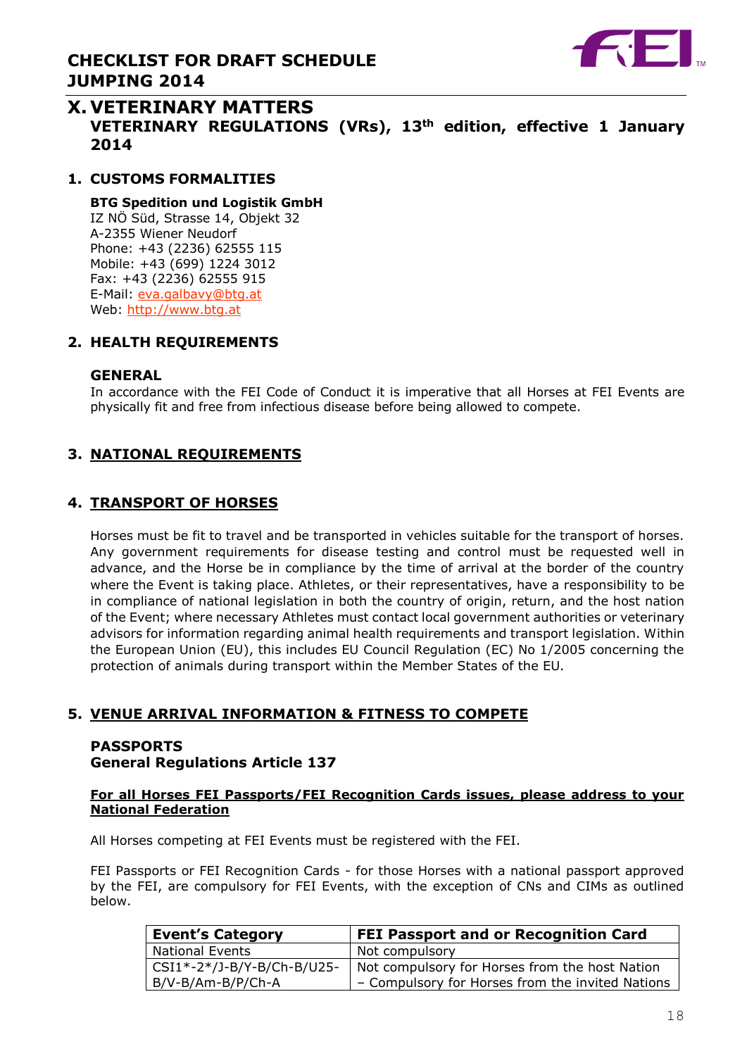# X. VETERINARY MATTERS

## VETERINARY REGULATIONS (VRs), 13th edition, effective 1 January 2014

### 1. CUSTOMS FORMALITIES

**BTG Spedition und Logistik GmbH**
IZ NÖ Süd, Strasse 14, Objekt 32
A-2355 Wiener Neudorf
Phone: +43 (2236) 62555 115
Mobile: +43 (699) 1224 3012
Fax: +43 (2236) 62555 915
E-Mail: eva.galbavy@btg.at
Web: http://www.btg.at

### 2. HEALTH REQUIREMENTS

**GENERAL**
In accordance with the FEI Code of Conduct it is imperative that all Horses at FEI Events are physically fit and free from infectious disease before being allowed to compete.

### 3. NATIONAL REQUIREMENTS

### 4. TRANSPORT OF HORSES

Horses must be fit to travel and be transported in vehicles suitable for the transport of horses. Any government requirements for disease testing and control must be requested well in advance, and the Horse be in compliance by the time of arrival at the border of the country where the Event is taking place. Athletes, or their representatives, have a responsibility to be in compliance of national legislation in both the country of origin, return, and the host nation of the Event; where necessary Athletes must contact local government authorities or veterinary advisors for information regarding animal health requirements and transport legislation. Within the European Union (EU), this includes EU Council Regulation (EC) No 1/2005 concerning the protection of animals during transport within the Member States of the EU.

### 5. VENUE ARRIVAL INFORMATION & FITNESS TO COMPETE

**PASSPORTS**
**General Regulations Article 137**

**For all Horses FEI Passports/FEI Recognition Cards issues, please address to your National Federation**

All Horses competing at FEI Events must be registered with the FEI.

FEI Passports or FEI Recognition Cards - for those Horses with a national passport approved by the FEI, are compulsory for FEI Events, with the exception of CNs and CIMs as outlined below.

| Event's Category | FEI Passport and or Recognition Card |
|---|---|
| National Events | Not compulsory |
| CSI1*-2*/J-B/Y-B/Ch-B/U25-B/V-B/Am-B/P/Ch-A | Not compulsory for Horses from the host Nation – Compulsory for Horses from the invited Nations |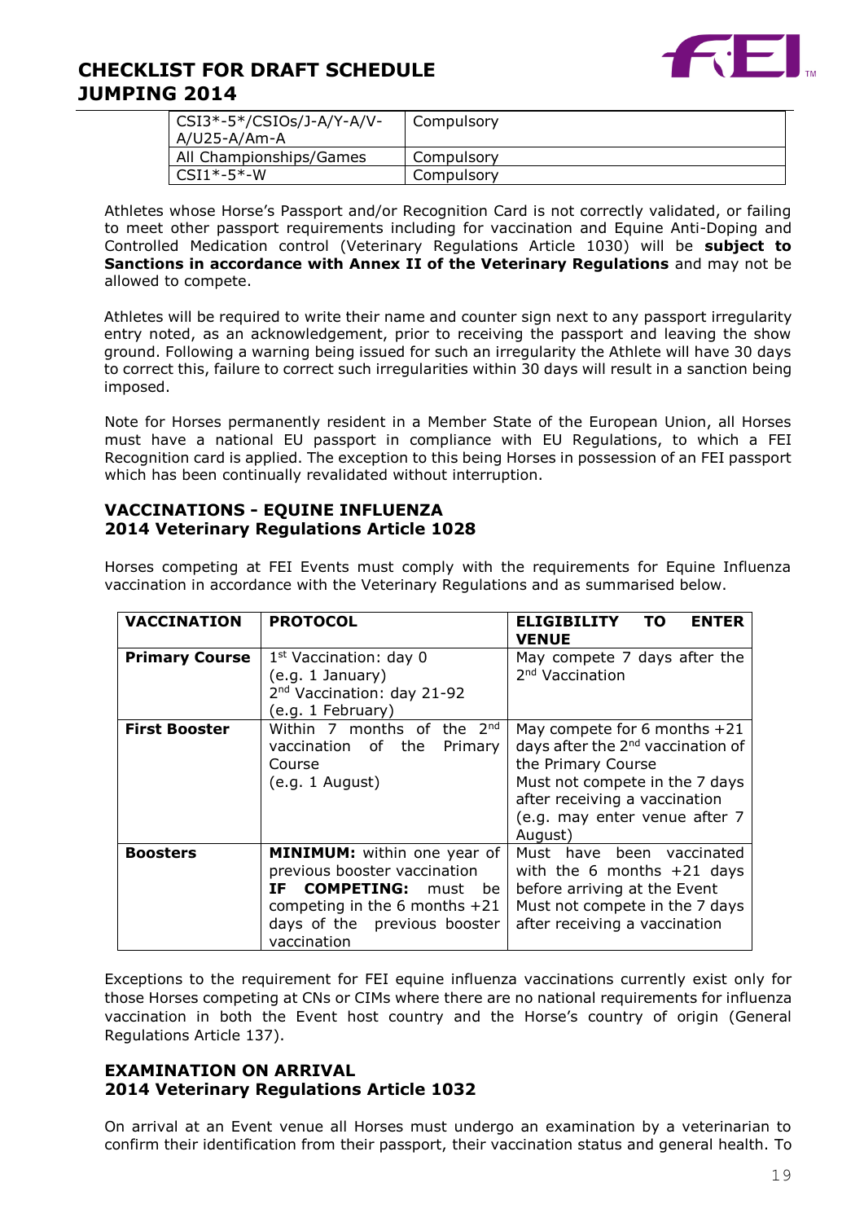| CSI3*-5*/CSIOs/J-A/Y-A/V-A/U25-A/Am-A | Compulsory |
|---|---|
| All Championships/Games | Compulsory |
| CSI1*-5*-W | Compulsory |

Athletes whose Horse's Passport and/or Recognition Card is not correctly validated, or failing to meet other passport requirements including for vaccination and Equine Anti-Doping and Controlled Medication control (Veterinary Regulations Article 1030) will be **subject to Sanctions in accordance with Annex II of the Veterinary Regulations** and may not be allowed to compete.

Athletes will be required to write their name and counter sign next to any passport irregularity entry noted, as an acknowledgement, prior to receiving the passport and leaving the show ground. Following a warning being issued for such an irregularity the Athlete will have 30 days to correct this, failure to correct such irregularities within 30 days will result in a sanction being imposed.

Note for Horses permanently resident in a Member State of the European Union, all Horses must have a national EU passport in compliance with EU Regulations, to which a FEI Recognition card is applied. The exception to this being Horses in possession of an FEI passport which has been continually revalidated without interruption.

## VACCINATIONS - EQUINE INFLUENZA
## 2014 Veterinary Regulations Article 1028

Horses competing at FEI Events must comply with the requirements for Equine Influenza vaccination in accordance with the Veterinary Regulations and as summarised below.

| VACCINATION | PROTOCOL | ELIGIBILITY TO ENTER VENUE |
|---|---|---|
| **Primary Course** | 1st Vaccination: day 0 (e.g. 1 January) 2nd Vaccination: day 21-92 (e.g. 1 February) | May compete 7 days after the 2nd Vaccination |
| **First Booster** | Within 7 months of the 2nd vaccination of the Primary Course (e.g. 1 August) | May compete for 6 months +21 days after the 2nd vaccination of the Primary Course Must not compete in the 7 days after receiving a vaccination (e.g. may enter venue after 7 August) |
| **Boosters** | **MINIMUM:** within one year of previous booster vaccination **IF COMPETING:** must be competing in the 6 months +21 days of the previous booster vaccination | Must have been vaccinated with the 6 months +21 days before arriving at the Event Must not compete in the 7 days after receiving a vaccination |

Exceptions to the requirement for FEI equine influenza vaccinations currently exist only for those Horses competing at CNs or CIMs where there are no national requirements for influenza vaccination in both the Event host country and the Horse's country of origin (General Regulations Article 137).

## EXAMINATION ON ARRIVAL
## 2014 Veterinary Regulations Article 1032

On arrival at an Event venue all Horses must undergo an examination by a veterinarian to confirm their identification from their passport, their vaccination status and general health. To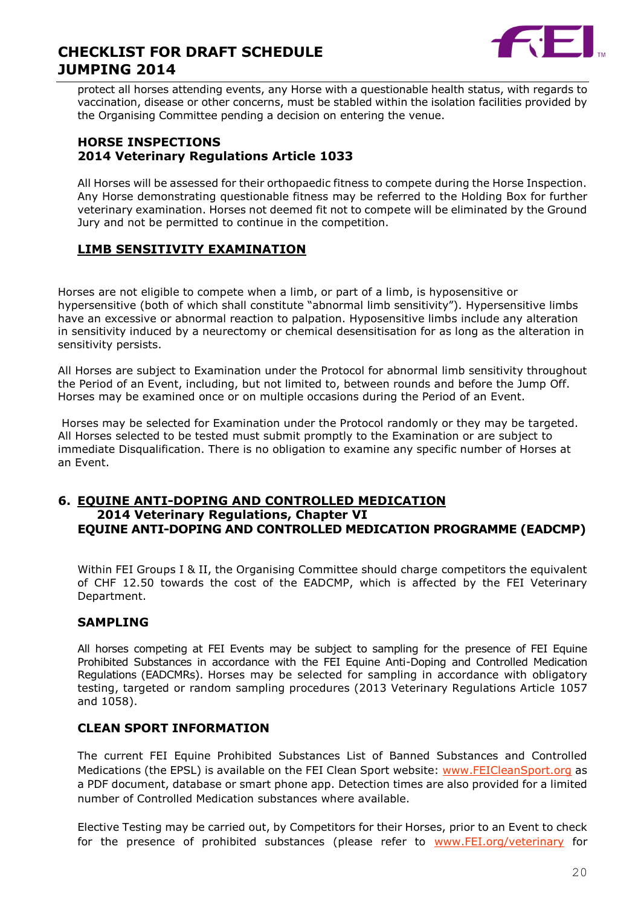protect all horses attending events, any Horse with a questionable health status, with regards to vaccination, disease or other concerns, must be stabled within the isolation facilities provided by the Organising Committee pending a decision on entering the venue.

### HORSE INSPECTIONS
### 2014 Veterinary Regulations Article 1033

All Horses will be assessed for their orthopaedic fitness to compete during the Horse Inspection. Any Horse demonstrating questionable fitness may be referred to the Holding Box for further veterinary examination. Horses not deemed fit not to compete will be eliminated by the Ground Jury and not be permitted to continue in the competition.

### LIMB SENSITIVITY EXAMINATION

Horses are not eligible to compete when a limb, or part of a limb, is hyposensitive or hypersensitive (both of which shall constitute "abnormal limb sensitivity"). Hypersensitive limbs have an excessive or abnormal reaction to palpation. Hyposensitive limbs include any alteration in sensitivity induced by a neurectomy or chemical desensitisation for as long as the alteration in sensitivity persists.

All Horses are subject to Examination under the Protocol for abnormal limb sensitivity throughout the Period of an Event, including, but not limited to, between rounds and before the Jump Off. Horses may be examined once or on multiple occasions during the Period of an Event.

Horses may be selected for Examination under the Protocol randomly or they may be targeted. All Horses selected to be tested must submit promptly to the Examination or are subject to immediate Disqualification. There is no obligation to examine any specific number of Horses at an Event.

## 6. EQUINE ANTI-DOPING AND CONTROLLED MEDICATION
### 2014 Veterinary Regulations, Chapter VI
### EQUINE ANTI-DOPING AND CONTROLLED MEDICATION PROGRAMME (EADCMP)

Within FEI Groups I & II, the Organising Committee should charge competitors the equivalent of CHF 12.50 towards the cost of the EADCMP, which is affected by the FEI Veterinary Department.

### SAMPLING

All horses competing at FEI Events may be subject to sampling for the presence of FEI Equine Prohibited Substances in accordance with the FEI Equine Anti-Doping and Controlled Medication Regulations (EADCMRs). Horses may be selected for sampling in accordance with obligatory testing, targeted or random sampling procedures (2013 Veterinary Regulations Article 1057 and 1058).

### CLEAN SPORT INFORMATION

The current FEI Equine Prohibited Substances List of Banned Substances and Controlled Medications (the EPSL) is available on the FEI Clean Sport website: www.FEICleanSport.org as a PDF document, database or smart phone app. Detection times are also provided for a limited number of Controlled Medication substances where available.

Elective Testing may be carried out, by Competitors for their Horses, prior to an Event to check for the presence of prohibited substances (please refer to www.FEI.org/veterinary for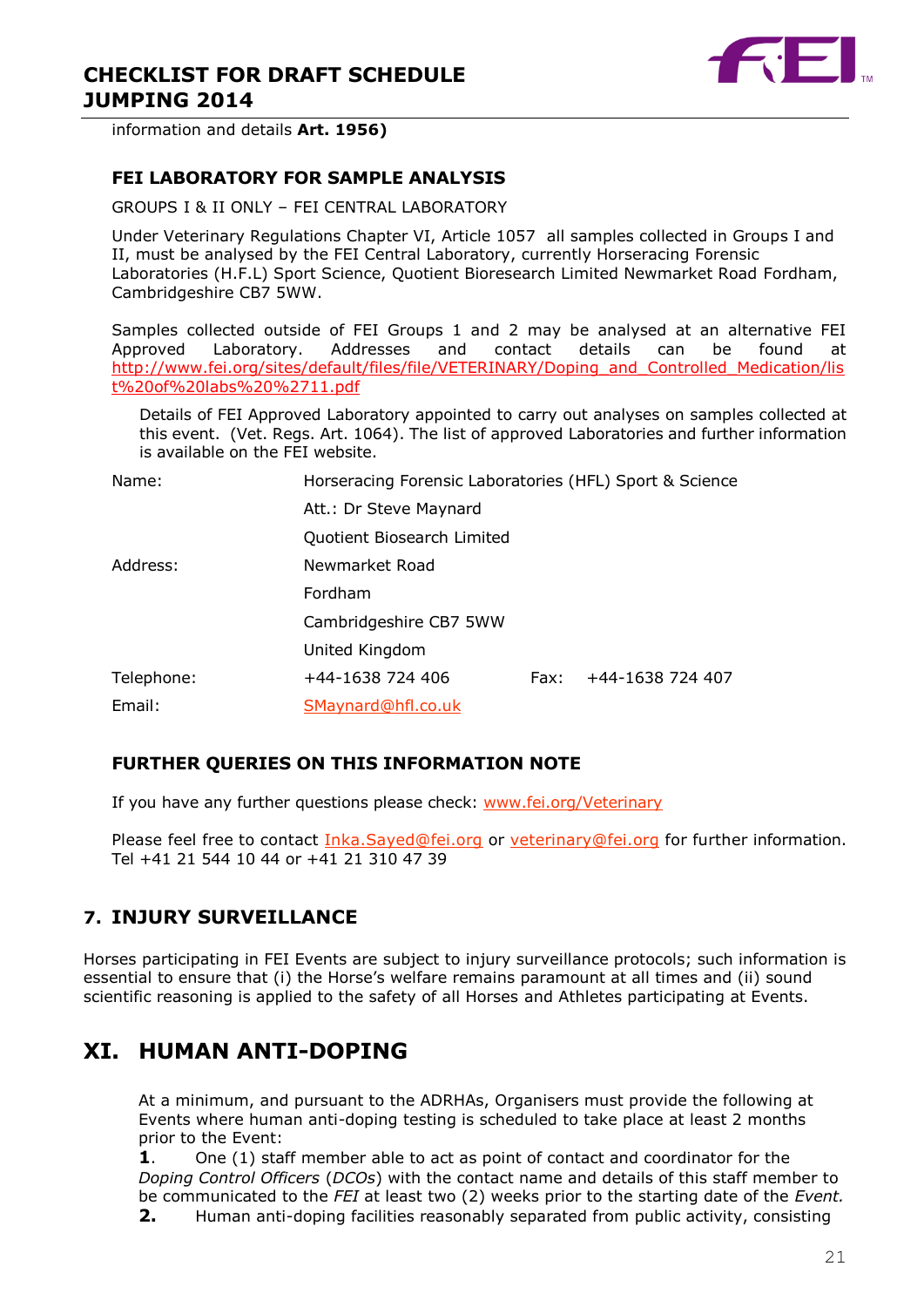information and details **Art. 1956)**

### FEI LABORATORY FOR SAMPLE ANALYSIS

GROUPS I & II ONLY – FEI CENTRAL LABORATORY

Under Veterinary Regulations Chapter VI, Article 1057 all samples collected in Groups I and II, must be analysed by the FEI Central Laboratory, currently Horseracing Forensic Laboratories (H.F.L) Sport Science, Quotient Bioresearch Limited Newmarket Road Fordham, Cambridgeshire CB7 5WW.

Samples collected outside of FEI Groups 1 and 2 may be analysed at an alternative FEI Approved Laboratory. Addresses and contact details can be found at http://www.fei.org/sites/default/files/file/VETERINARY/Doping_and_Controlled_Medication/list%20of%20labs%20%2711.pdf

Details of FEI Approved Laboratory appointed to carry out analyses on samples collected at this event. (Vet. Regs. Art. 1064). The list of approved Laboratories and further information is available on the FEI website.

| | | | |
|---|---|---|---|
| Name: | Horseracing Forensic Laboratories (HFL) Sport & Science | | |
| | Att.: Dr Steve Maynard | | |
| | Quotient Biosearch Limited | | |
| Address: | Newmarket Road | | |
| | Fordham | | |
| | Cambridgeshire CB7 5WW | | |
| | United Kingdom | | |
| Telephone: | +44-1638 724 406 | Fax: | +44-1638 724 407 |
| Email: | SMaynard@hfl.co.uk | | |

### FURTHER QUERIES ON THIS INFORMATION NOTE

If you have any further questions please check: www.fei.org/Veterinary

Please feel free to contact Inka.Sayed@fei.org or veterinary@fei.org for further information. Tel +41 21 544 10 44 or +41 21 310 47 39

## 7. INJURY SURVEILLANCE

Horses participating in FEI Events are subject to injury surveillance protocols; such information is essential to ensure that (i) the Horse's welfare remains paramount at all times and (ii) sound scientific reasoning is applied to the safety of all Horses and Athletes participating at Events.

# XI. HUMAN ANTI-DOPING

At a minimum, and pursuant to the ADRHAs, Organisers must provide the following at Events where human anti-doping testing is scheduled to take place at least 2 months prior to the Event:

**1**. One (1) staff member able to act as point of contact and coordinator for the *Doping Control Officers* (*DCOs*) with the contact name and details of this staff member to be communicated to the *FEI* at least two (2) weeks prior to the starting date of the *Event.*

**2.** Human anti-doping facilities reasonably separated from public activity, consisting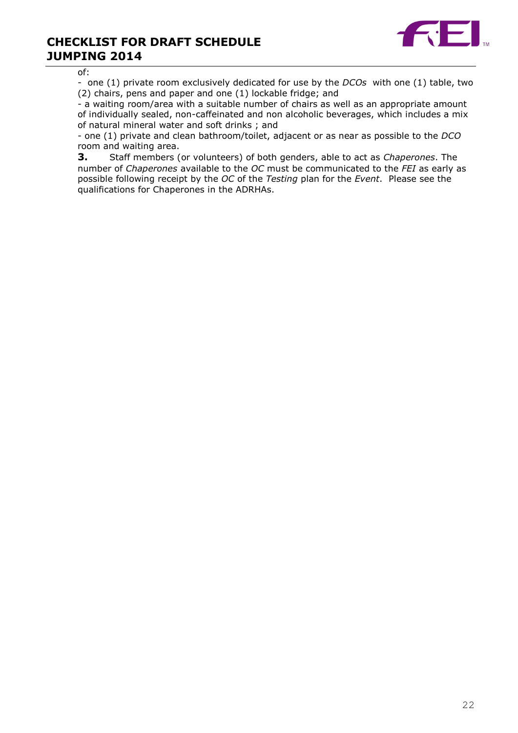of:

- one (1) private room exclusively dedicated for use by the *DCOs* with one (1) table, two (2) chairs, pens and paper and one (1) lockable fridge; and
- a waiting room/area with a suitable number of chairs as well as an appropriate amount of individually sealed, non-caffeinated and non alcoholic beverages, which includes a mix of natural mineral water and soft drinks ; and
- one (1) private and clean bathroom/toilet, adjacent or as near as possible to the *DCO* room and waiting area.

**3.** Staff members (or volunteers) of both genders, able to act as *Chaperones*. The number of *Chaperones* available to the *OC* must be communicated to the *FEI* as early as possible following receipt by the *OC* of the *Testing* plan for the *Event*. Please see the qualifications for Chaperones in the ADRHAs.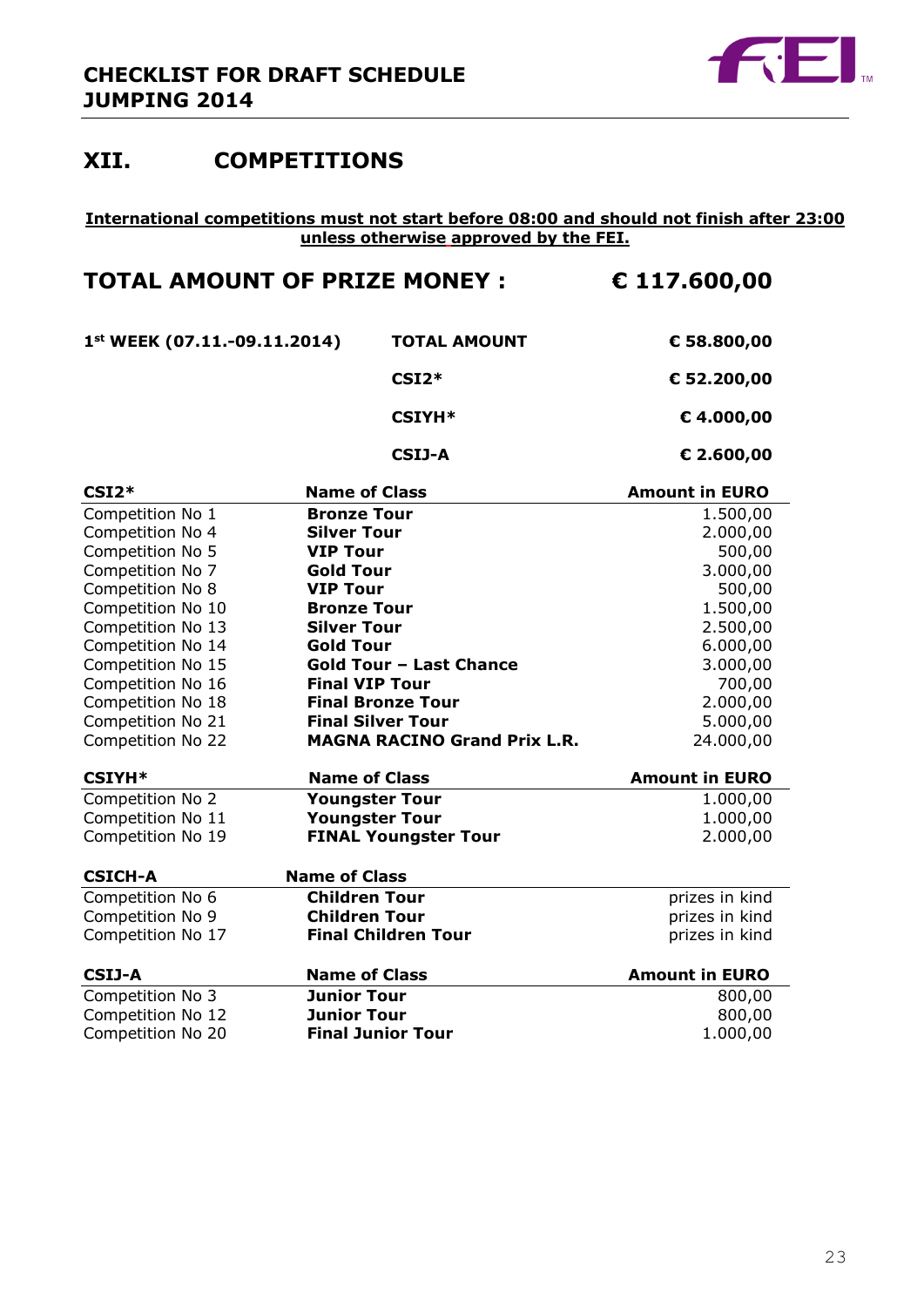# XII. COMPETITIONS

**International competitions must not start before 08:00 and should not finish after 23:00 unless otherwise approved by the FEI.**

## TOTAL AMOUNT OF PRIZE MONEY : € 117.600,00

| 1st WEEK (07.11.-09.11.2014) | TOTAL AMOUNT | € 58.800,00 |
|---|---|---|
| | CSI2* | € 52.200,00 |
| | CSIYH* | € 4.000,00 |
| | CSIJ-A | € 2.600,00 |

| CSI2* | Name of Class | Amount in EURO |
|---|---|---|
| Competition No 1 | **Bronze Tour** | 1.500,00 |
| Competition No 4 | **Silver Tour** | 2.000,00 |
| Competition No 5 | **VIP Tour** | 500,00 |
| Competition No 7 | **Gold Tour** | 3.000,00 |
| Competition No 8 | **VIP Tour** | 500,00 |
| Competition No 10 | **Bronze Tour** | 1.500,00 |
| Competition No 13 | **Silver Tour** | 2.500,00 |
| Competition No 14 | **Gold Tour** | 6.000,00 |
| Competition No 15 | **Gold Tour – Last Chance** | 3.000,00 |
| Competition No 16 | **Final VIP Tour** | 700,00 |
| Competition No 18 | **Final Bronze Tour** | 2.000,00 |
| Competition No 21 | **Final Silver Tour** | 5.000,00 |
| Competition No 22 | **MAGNA RACINO Grand Prix L.R.** | 24.000,00 |

| CSIYH* | Name of Class | Amount in EURO |
|---|---|---|
| Competition No 2 | **Youngster Tour** | 1.000,00 |
| Competition No 11 | **Youngster Tour** | 1.000,00 |
| Competition No 19 | **FINAL Youngster Tour** | 2.000,00 |

| CSICH-A | Name of Class | |
|---|---|---|
| Competition No 6 | **Children Tour** | prizes in kind |
| Competition No 9 | **Children Tour** | prizes in kind |
| Competition No 17 | **Final Children Tour** | prizes in kind |

| CSIJ-A | Name of Class | Amount in EURO |
|---|---|---|
| Competition No 3 | **Junior Tour** | 800,00 |
| Competition No 12 | **Junior Tour** | 800,00 |
| Competition No 20 | **Final Junior Tour** | 1.000,00 |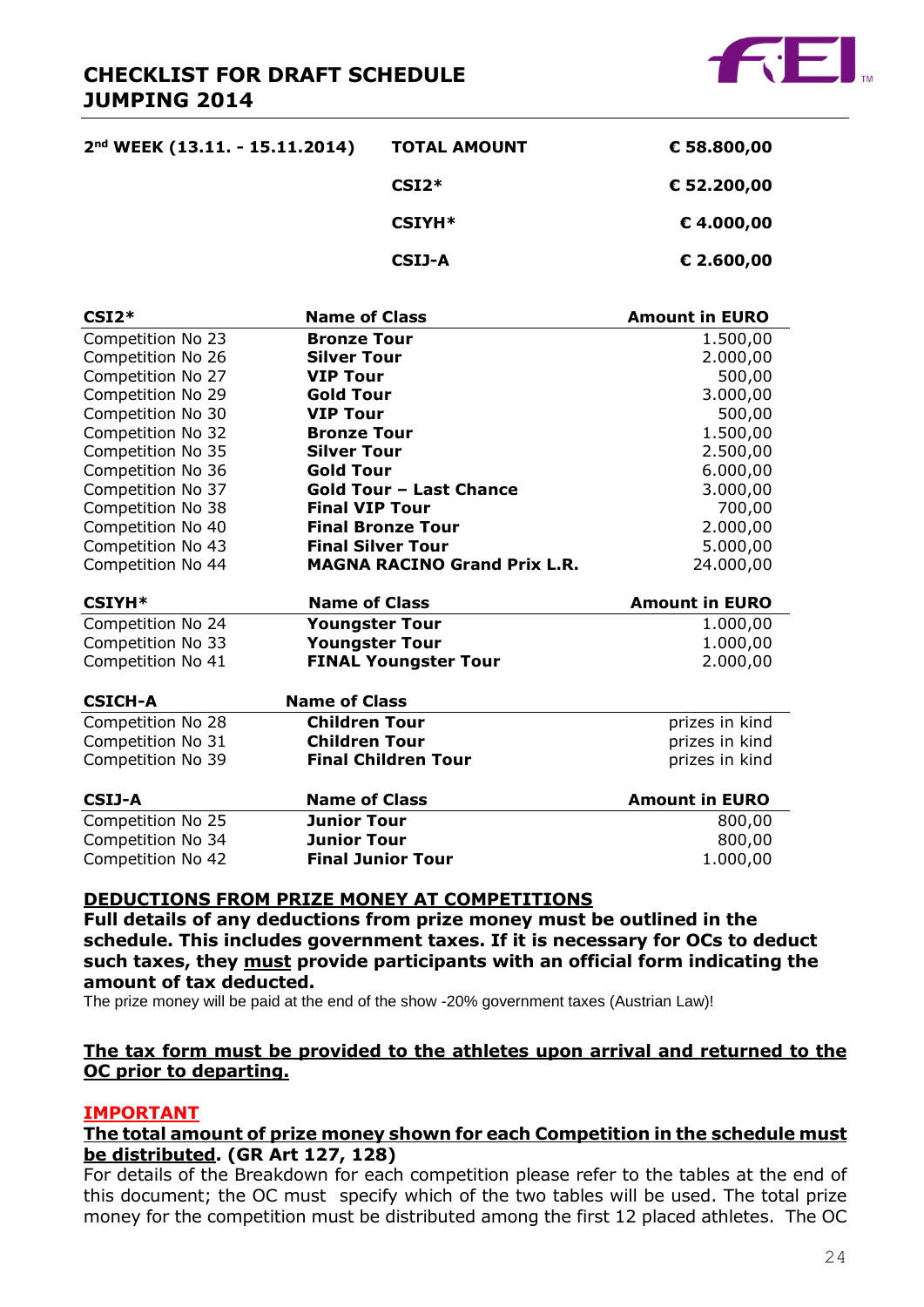# CHECKLIST FOR DRAFT SCHEDULE JUMPING 2014

| 2nd WEEK (13.11. - 15.11.2014) | TOTAL AMOUNT | € 58.800,00 |
|---|---|---|
| | CSI2* | € 52.200,00 |
| | CSIYH* | € 4.000,00 |
| | CSIJ-A | € 2.600,00 |

| CSI2* | Name of Class | Amount in EURO |
|---|---|---|
| Competition No 23 | **Bronze Tour** | 1.500,00 |
| Competition No 26 | **Silver Tour** | 2.000,00 |
| Competition No 27 | **VIP Tour** | 500,00 |
| Competition No 29 | **Gold Tour** | 3.000,00 |
| Competition No 30 | **VIP Tour** | 500,00 |
| Competition No 32 | **Bronze Tour** | 1.500,00 |
| Competition No 35 | **Silver Tour** | 2.500,00 |
| Competition No 36 | **Gold Tour** | 6.000,00 |
| Competition No 37 | **Gold Tour – Last Chance** | 3.000,00 |
| Competition No 38 | **Final VIP Tour** | 700,00 |
| Competition No 40 | **Final Bronze Tour** | 2.000,00 |
| Competition No 43 | **Final Silver Tour** | 5.000,00 |
| Competition No 44 | **MAGNA RACINO Grand Prix L.R.** | 24.000,00 |

| CSIYH* | Name of Class | Amount in EURO |
|---|---|---|
| Competition No 24 | **Youngster Tour** | 1.000,00 |
| Competition No 33 | **Youngster Tour** | 1.000,00 |
| Competition No 41 | **FINAL Youngster Tour** | 2.000,00 |

| CSICH-A | Name of Class | |
|---|---|---|
| Competition No 28 | **Children Tour** | prizes in kind |
| Competition No 31 | **Children Tour** | prizes in kind |
| Competition No 39 | **Final Children Tour** | prizes in kind |

| CSIJ-A | Name of Class | Amount in EURO |
|---|---|---|
| Competition No 25 | **Junior Tour** | 800,00 |
| Competition No 34 | **Junior Tour** | 800,00 |
| Competition No 42 | **Final Junior Tour** | 1.000,00 |

**DEDUCTIONS FROM PRIZE MONEY AT COMPETITIONS**

**Full details of any deductions from prize money must be outlined in the schedule. This includes government taxes. If it is necessary for OCs to deduct such taxes, they must provide participants with an official form indicating the amount of tax deducted.**

The prize money will be paid at the end of the show -20% government taxes (Austrian Law)!

**The tax form must be provided to the athletes upon arrival and returned to the OC prior to departing.**

**IMPORTANT**

**The total amount of prize money shown for each Competition in the schedule must be distributed. (GR Art 127, 128)**

For details of the Breakdown for each competition please refer to the tables at the end of this document; the OC must specify which of the two tables will be used. The total prize money for the competition must be distributed among the first 12 placed athletes. The OC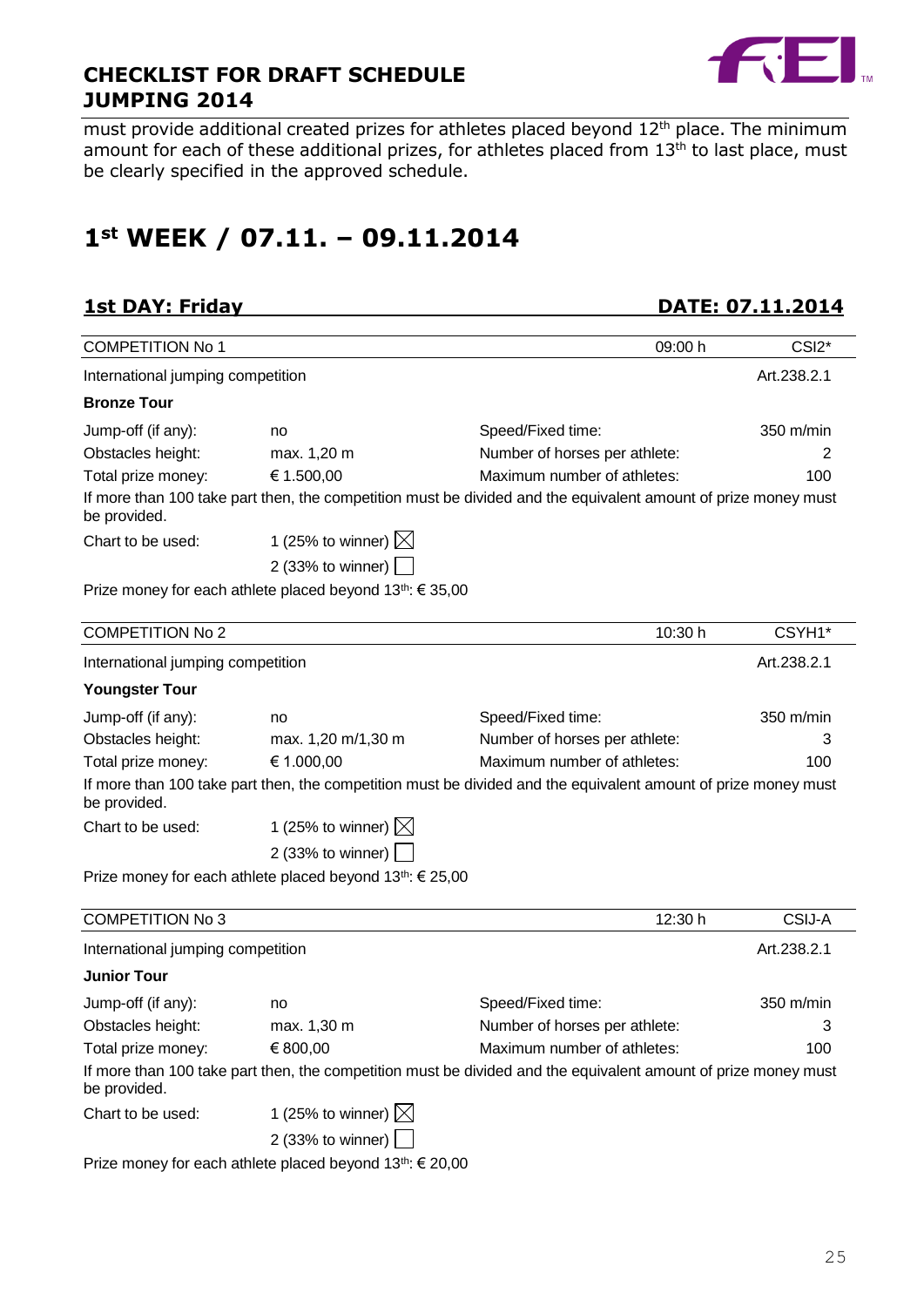must provide additional created prizes for athletes placed beyond 12th place. The minimum amount for each of these additional prizes, for athletes placed from 13th to last place, must be clearly specified in the approved schedule.

# 1st WEEK / 07.11. – 09.11.2014

## 1st DAY: Friday — DATE: 07.11.2014

| COMPETITION No 1 | | 09:00 h | CSI2* |
|---|---|---|---|
| International jumping competition | | | Art.238.2.1 |

**Bronze Tour**

| | | | |
|---|---|---|---|
| Jump-off (if any): | no | Speed/Fixed time: | 350 m/min |
| Obstacles height: | max. 1,20 m | Number of horses per athlete: | 2 |
| Total prize money: | € 1.500,00 | Maximum number of athletes: | 100 |

If more than 100 take part then, the competition must be divided and the equivalent amount of prize money must be provided.

Chart to be used: 1 (25% to winner) ☒
2 (33% to winner) ☐

Prize money for each athlete placed beyond 13th: € 35,00

| COMPETITION No 2 | | 10:30 h | CSYH1* |
|---|---|---|---|
| International jumping competition | | | Art.238.2.1 |

**Youngster Tour**

| | | | |
|---|---|---|---|
| Jump-off (if any): | no | Speed/Fixed time: | 350 m/min |
| Obstacles height: | max. 1,20 m/1,30 m | Number of horses per athlete: | 3 |
| Total prize money: | € 1.000,00 | Maximum number of athletes: | 100 |

If more than 100 take part then, the competition must be divided and the equivalent amount of prize money must be provided.

Chart to be used: 1 (25% to winner) ☒
2 (33% to winner) ☐

Prize money for each athlete placed beyond 13th: € 25,00

| COMPETITION No 3 | | 12:30 h | CSIJ-A |
|---|---|---|---|
| International jumping competition | | | Art.238.2.1 |

**Junior Tour**

| | | | |
|---|---|---|---|
| Jump-off (if any): | no | Speed/Fixed time: | 350 m/min |
| Obstacles height: | max. 1,30 m | Number of horses per athlete: | 3 |
| Total prize money: | € 800,00 | Maximum number of athletes: | 100 |

If more than 100 take part then, the competition must be divided and the equivalent amount of prize money must be provided.

Chart to be used: 1 (25% to winner) ☒
2 (33% to winner) ☐

Prize money for each athlete placed beyond 13th: € 20,00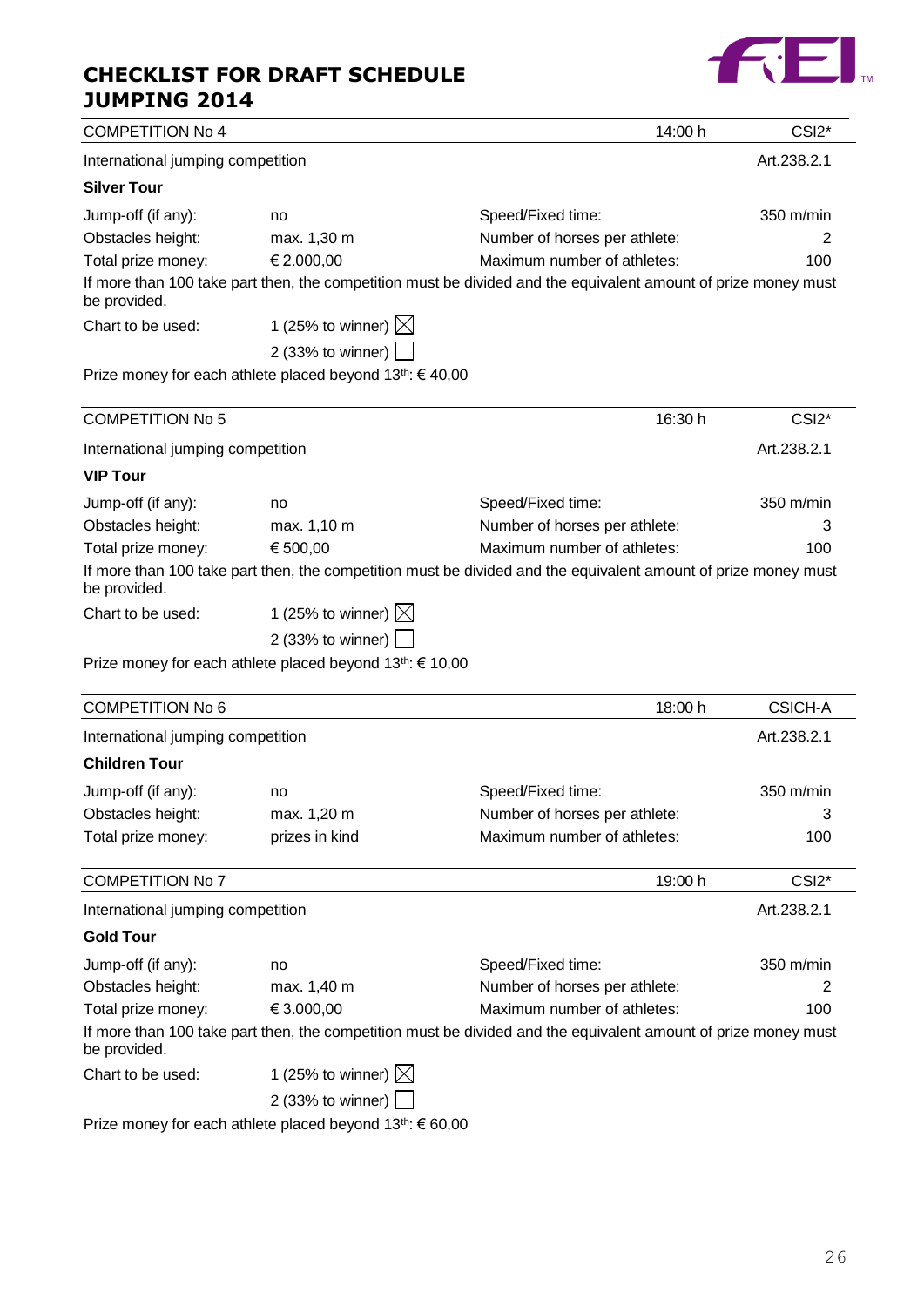# CHECKLIST FOR DRAFT SCHEDULE JUMPING 2014

| COMPETITION No 4 | | 14:00 h | CSI2* |
|---|---|---|---|
| International jumping competition | | | Art.238.2.1 |

**Silver Tour**

| | | | |
|---|---|---|---|
| Jump-off (if any): | no | Speed/Fixed time: | 350 m/min |
| Obstacles height: | max. 1,30 m | Number of horses per athlete: | 2 |
| Total prize money: | € 2.000,00 | Maximum number of athletes: | 100 |

If more than 100 take part then, the competition must be divided and the equivalent amount of prize money must be provided.

Chart to be used: 1 (25% to winner) ☒
2 (33% to winner) ☐

Prize money for each athlete placed beyond 13th: € 40,00

| COMPETITION No 5 | | 16:30 h | CSI2* |
|---|---|---|---|
| International jumping competition | | | Art.238.2.1 |

**VIP Tour**

| | | | |
|---|---|---|---|
| Jump-off (if any): | no | Speed/Fixed time: | 350 m/min |
| Obstacles height: | max. 1,10 m | Number of horses per athlete: | 3 |
| Total prize money: | € 500,00 | Maximum number of athletes: | 100 |

If more than 100 take part then, the competition must be divided and the equivalent amount of prize money must be provided.

Chart to be used: 1 (25% to winner) ☒
2 (33% to winner) ☐

Prize money for each athlete placed beyond 13th: € 10,00

| COMPETITION No 6 | | 18:00 h | CSICH-A |
|---|---|---|---|
| International jumping competition | | | Art.238.2.1 |

**Children Tour**

| | | | |
|---|---|---|---|
| Jump-off (if any): | no | Speed/Fixed time: | 350 m/min |
| Obstacles height: | max. 1,20 m | Number of horses per athlete: | 3 |
| Total prize money: | prizes in kind | Maximum number of athletes: | 100 |

| COMPETITION No 7 | | 19:00 h | CSI2* |
|---|---|---|---|
| International jumping competition | | | Art.238.2.1 |

**Gold Tour**

| | | | |
|---|---|---|---|
| Jump-off (if any): | no | Speed/Fixed time: | 350 m/min |
| Obstacles height: | max. 1,40 m | Number of horses per athlete: | 2 |
| Total prize money: | € 3.000,00 | Maximum number of athletes: | 100 |

If more than 100 take part then, the competition must be divided and the equivalent amount of prize money must be provided.

Chart to be used: 1 (25% to winner) ☒
2 (33% to winner) ☐

Prize money for each athlete placed beyond 13th: € 60,00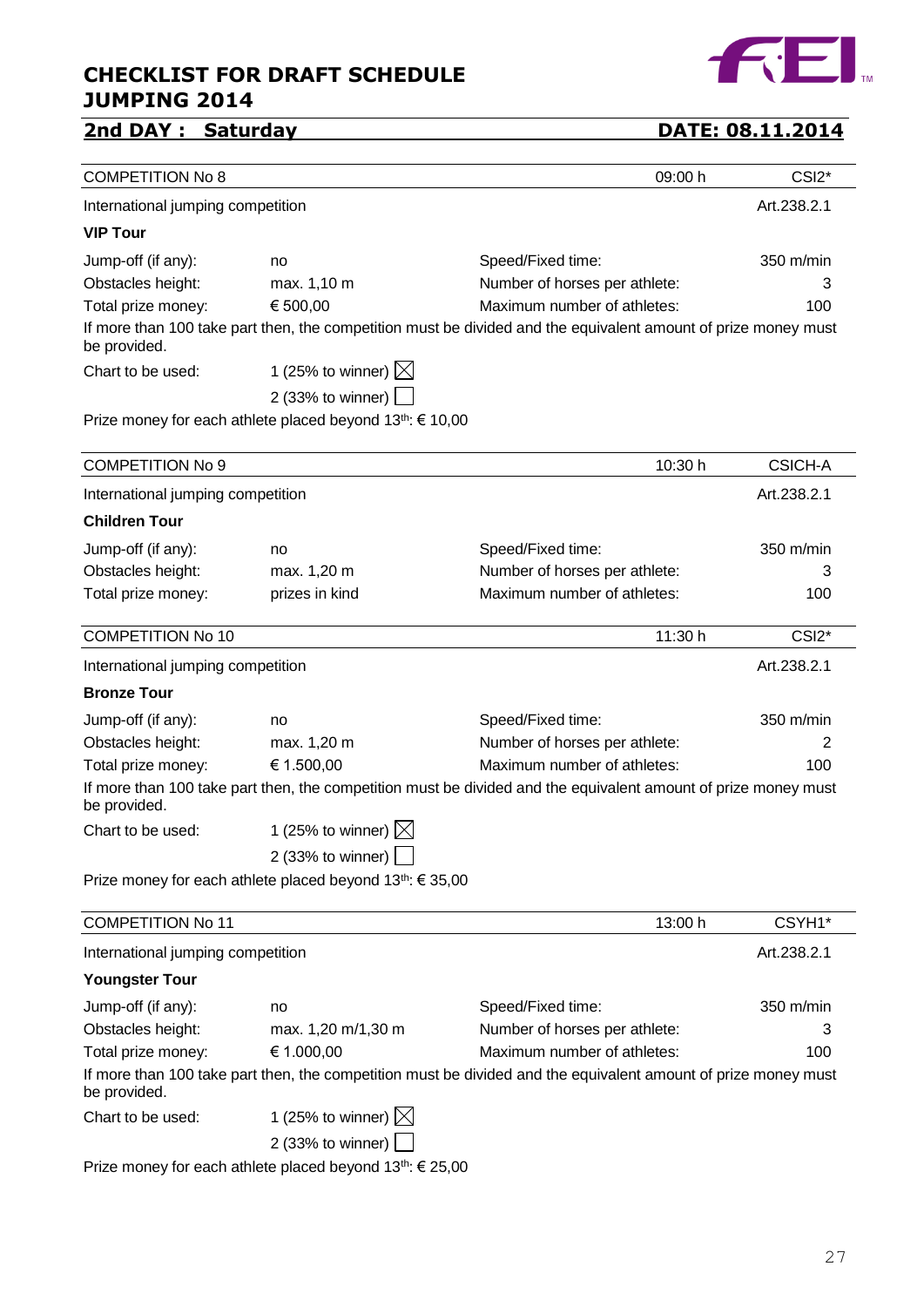# CHECKLIST FOR DRAFT SCHEDULE JUMPING 2014

## 2nd DAY : Saturday — DATE: 08.11.2014

| COMPETITION No 8 | | 09:00 h | CSI2* |
|---|---|---|---|
| International jumping competition | | | Art.238.2.1 |

**VIP Tour**

| | | | |
|---|---|---|---|
| Jump-off (if any): | no | Speed/Fixed time: | 350 m/min |
| Obstacles height: | max. 1,10 m | Number of horses per athlete: | 3 |
| Total prize money: | € 500,00 | Maximum number of athletes: | 100 |

If more than 100 take part then, the competition must be divided and the equivalent amount of prize money must be provided.

Chart to be used:
- 1 (25% to winner) ☒
- 2 (33% to winner) ☐

Prize money for each athlete placed beyond 13th: € 10,00

| COMPETITION No 9 | | 10:30 h | CSICH-A |
|---|---|---|---|
| International jumping competition | | | Art.238.2.1 |

**Children Tour**

| | | | |
|---|---|---|---|
| Jump-off (if any): | no | Speed/Fixed time: | 350 m/min |
| Obstacles height: | max. 1,20 m | Number of horses per athlete: | 3 |
| Total prize money: | prizes in kind | Maximum number of athletes: | 100 |

| COMPETITION No 10 | | 11:30 h | CSI2* |
|---|---|---|---|
| International jumping competition | | | Art.238.2.1 |

**Bronze Tour**

| | | | |
|---|---|---|---|
| Jump-off (if any): | no | Speed/Fixed time: | 350 m/min |
| Obstacles height: | max. 1,20 m | Number of horses per athlete: | 2 |
| Total prize money: | € 1.500,00 | Maximum number of athletes: | 100 |

If more than 100 take part then, the competition must be divided and the equivalent amount of prize money must be provided.

Chart to be used:
- 1 (25% to winner) ☒
- 2 (33% to winner) ☐

Prize money for each athlete placed beyond 13th: € 35,00

| COMPETITION No 11 | | 13:00 h | CSYH1* |
|---|---|---|---|
| International jumping competition | | | Art.238.2.1 |

**Youngster Tour**

| | | | |
|---|---|---|---|
| Jump-off (if any): | no | Speed/Fixed time: | 350 m/min |
| Obstacles height: | max. 1,20 m/1,30 m | Number of horses per athlete: | 3 |
| Total prize money: | € 1.000,00 | Maximum number of athletes: | 100 |

If more than 100 take part then, the competition must be divided and the equivalent amount of prize money must be provided.

Chart to be used:
- 1 (25% to winner) ☒
- 2 (33% to winner) ☐

Prize money for each athlete placed beyond 13th: € 25,00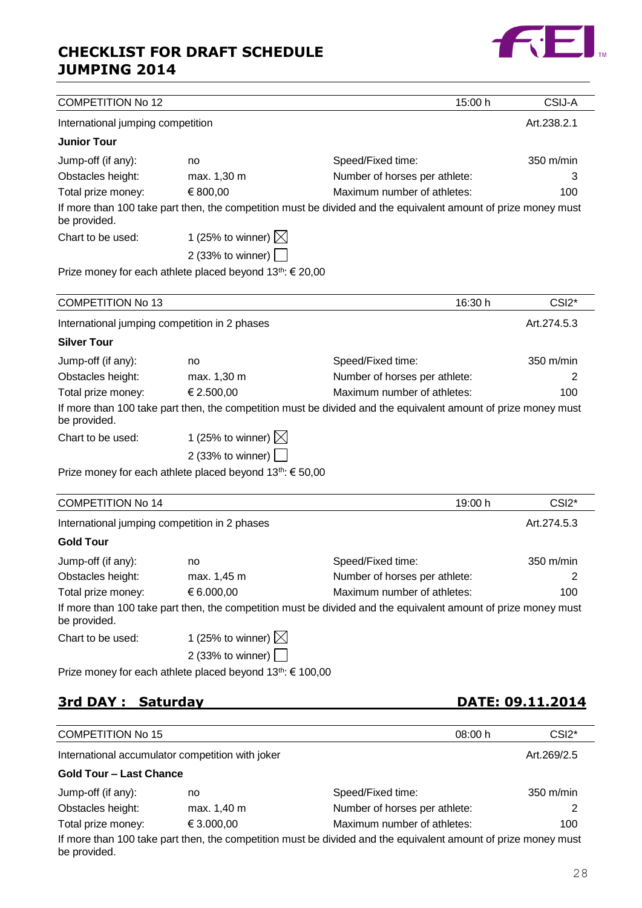# CHECKLIST FOR DRAFT SCHEDULE JUMPING 2014

| COMPETITION No 12 | | 15:00 h | CSIJ-A |
|---|---|---|---|
| International jumping competition | | | Art.238.2.1 |

**Junior Tour**

| | | | |
|---|---|---|---|
| Jump-off (if any): | no | Speed/Fixed time: | 350 m/min |
| Obstacles height: | max. 1,30 m | Number of horses per athlete: | 3 |
| Total prize money: | € 800,00 | Maximum number of athletes: | 100 |

If more than 100 take part then, the competition must be divided and the equivalent amount of prize money must be provided.

Chart to be used: 1 (25% to winner) ☒
2 (33% to winner) ☐

Prize money for each athlete placed beyond 13th: € 20,00

| COMPETITION No 13 | | 16:30 h | CSI2* |
|---|---|---|---|
| International jumping competition in 2 phases | | | Art.274.5.3 |

**Silver Tour**

| | | | |
|---|---|---|---|
| Jump-off (if any): | no | Speed/Fixed time: | 350 m/min |
| Obstacles height: | max. 1,30 m | Number of horses per athlete: | 2 |
| Total prize money: | € 2.500,00 | Maximum number of athletes: | 100 |

If more than 100 take part then, the competition must be divided and the equivalent amount of prize money must be provided.

Chart to be used: 1 (25% to winner) ☒
2 (33% to winner) ☐

Prize money for each athlete placed beyond 13th: € 50,00

| COMPETITION No 14 | | 19:00 h | CSI2* |
|---|---|---|---|
| International jumping competition in 2 phases | | | Art.274.5.3 |

**Gold Tour**

| | | | |
|---|---|---|---|
| Jump-off (if any): | no | Speed/Fixed time: | 350 m/min |
| Obstacles height: | max. 1,45 m | Number of horses per athlete: | 2 |
| Total prize money: | € 6.000,00 | Maximum number of athletes: | 100 |

If more than 100 take part then, the competition must be divided and the equivalent amount of prize money must be provided.

Chart to be used: 1 (25% to winner) ☒
2 (33% to winner) ☐

Prize money for each athlete placed beyond 13th: € 100,00

## 3rd DAY : Saturday — DATE: 09.11.2014

| COMPETITION No 15 | | 08:00 h | CSI2* |
|---|---|---|---|
| International accumulator competition with joker | | | Art.269/2.5 |

**Gold Tour – Last Chance**

| | | | |
|---|---|---|---|
| Jump-off (if any): | no | Speed/Fixed time: | 350 m/min |
| Obstacles height: | max. 1,40 m | Number of horses per athlete: | 2 |
| Total prize money: | € 3.000,00 | Maximum number of athletes: | 100 |

If more than 100 take part then, the competition must be divided and the equivalent amount of prize money must be provided.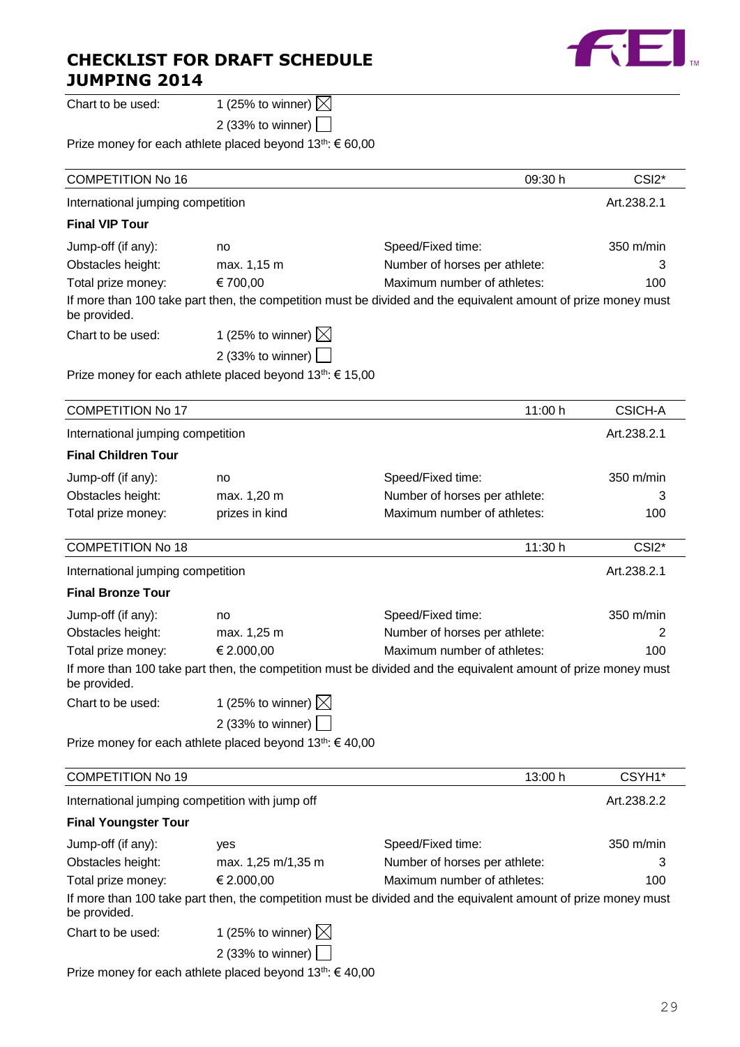Chart to be used: 1 (25% to winner) ☒
2 (33% to winner) ☐

Prize money for each athlete placed beyond 13th: € 60,00

| COMPETITION No 16 | | 09:30 h | CSI2* |
|---|---|---|---|
| International jumping competition | | | Art.238.2.1 |
| **Final VIP Tour** | | | |
| Jump-off (if any): | no | Speed/Fixed time: | 350 m/min |
| Obstacles height: | max. 1,15 m | Number of horses per athlete: | 3 |
| Total prize money: | € 700,00 | Maximum number of athletes: | 100 |

If more than 100 take part then, the competition must be divided and the equivalent amount of prize money must be provided.

Chart to be used: 1 (25% to winner) ☒
2 (33% to winner) ☐

Prize money for each athlete placed beyond 13th: € 15,00

| COMPETITION No 17 | | 11:00 h | CSICH-A |
|---|---|---|---|
| International jumping competition | | | Art.238.2.1 |
| **Final Children Tour** | | | |
| Jump-off (if any): | no | Speed/Fixed time: | 350 m/min |
| Obstacles height: | max. 1,20 m | Number of horses per athlete: | 3 |
| Total prize money: | prizes in kind | Maximum number of athletes: | 100 |

| COMPETITION No 18 | | 11:30 h | CSI2* |
|---|---|---|---|
| International jumping competition | | | Art.238.2.1 |
| **Final Bronze Tour** | | | |
| Jump-off (if any): | no | Speed/Fixed time: | 350 m/min |
| Obstacles height: | max. 1,25 m | Number of horses per athlete: | 2 |
| Total prize money: | € 2.000,00 | Maximum number of athletes: | 100 |

If more than 100 take part then, the competition must be divided and the equivalent amount of prize money must be provided.

Chart to be used: 1 (25% to winner) ☒
2 (33% to winner) ☐

Prize money for each athlete placed beyond 13th: € 40,00

| COMPETITION No 19 | | 13:00 h | CSYH1* |
|---|---|---|---|
| International jumping competition with jump off | | | Art.238.2.2 |
| **Final Youngster Tour** | | | |
| Jump-off (if any): | yes | Speed/Fixed time: | 350 m/min |
| Obstacles height: | max. 1,25 m/1,35 m | Number of horses per athlete: | 3 |
| Total prize money: | € 2.000,00 | Maximum number of athletes: | 100 |

If more than 100 take part then, the competition must be divided and the equivalent amount of prize money must be provided.

Chart to be used: 1 (25% to winner) ☒
2 (33% to winner) ☐

Prize money for each athlete placed beyond 13th: € 40,00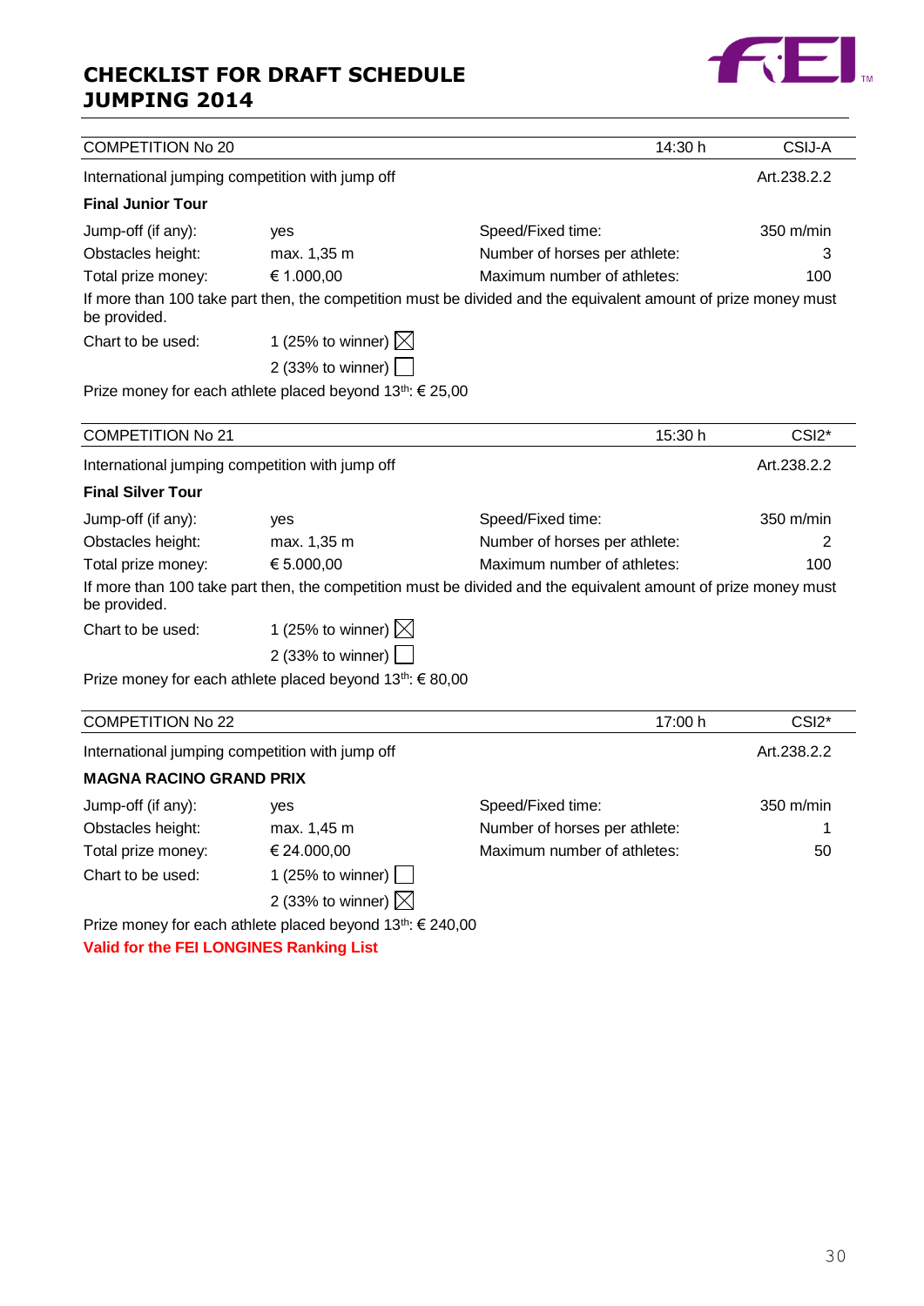# CHECKLIST FOR DRAFT SCHEDULE JUMPING 2014

| COMPETITION No 20 | | 14:30 h | CSIJ-A |
|---|---|---|---|
| International jumping competition with jump off | | | Art.238.2.2 |

**Final Junior Tour**

| | | | |
|---|---|---|---|
| Jump-off (if any): | yes | Speed/Fixed time: | 350 m/min |
| Obstacles height: | max. 1,35 m | Number of horses per athlete: | 3 |
| Total prize money: | € 1.000,00 | Maximum number of athletes: | 100 |

If more than 100 take part then, the competition must be divided and the equivalent amount of prize money must be provided.

Chart to be used: 1 (25% to winner) ☒
2 (33% to winner) ☐

Prize money for each athlete placed beyond 13th: € 25,00

| COMPETITION No 21 | | 15:30 h | CSI2* |
|---|---|---|---|
| International jumping competition with jump off | | | Art.238.2.2 |

**Final Silver Tour**

| | | | |
|---|---|---|---|
| Jump-off (if any): | yes | Speed/Fixed time: | 350 m/min |
| Obstacles height: | max. 1,35 m | Number of horses per athlete: | 2 |
| Total prize money: | € 5.000,00 | Maximum number of athletes: | 100 |

If more than 100 take part then, the competition must be divided and the equivalent amount of prize money must be provided.

Chart to be used: 1 (25% to winner) ☒
2 (33% to winner) ☐

Prize money for each athlete placed beyond 13th: € 80,00

| COMPETITION No 22 | | 17:00 h | CSI2* |
|---|---|---|---|
| International jumping competition with jump off | | | Art.238.2.2 |

**MAGNA RACINO GRAND PRIX**

| | | | |
|---|---|---|---|
| Jump-off (if any): | yes | Speed/Fixed time: | 350 m/min |
| Obstacles height: | max. 1,45 m | Number of horses per athlete: | 1 |
| Total prize money: | € 24.000,00 | Maximum number of athletes: | 50 |

Chart to be used: 1 (25% to winner) ☐
2 (33% to winner) ☒

Prize money for each athlete placed beyond 13th: € 240,00

**Valid for the FEI LONGINES Ranking List**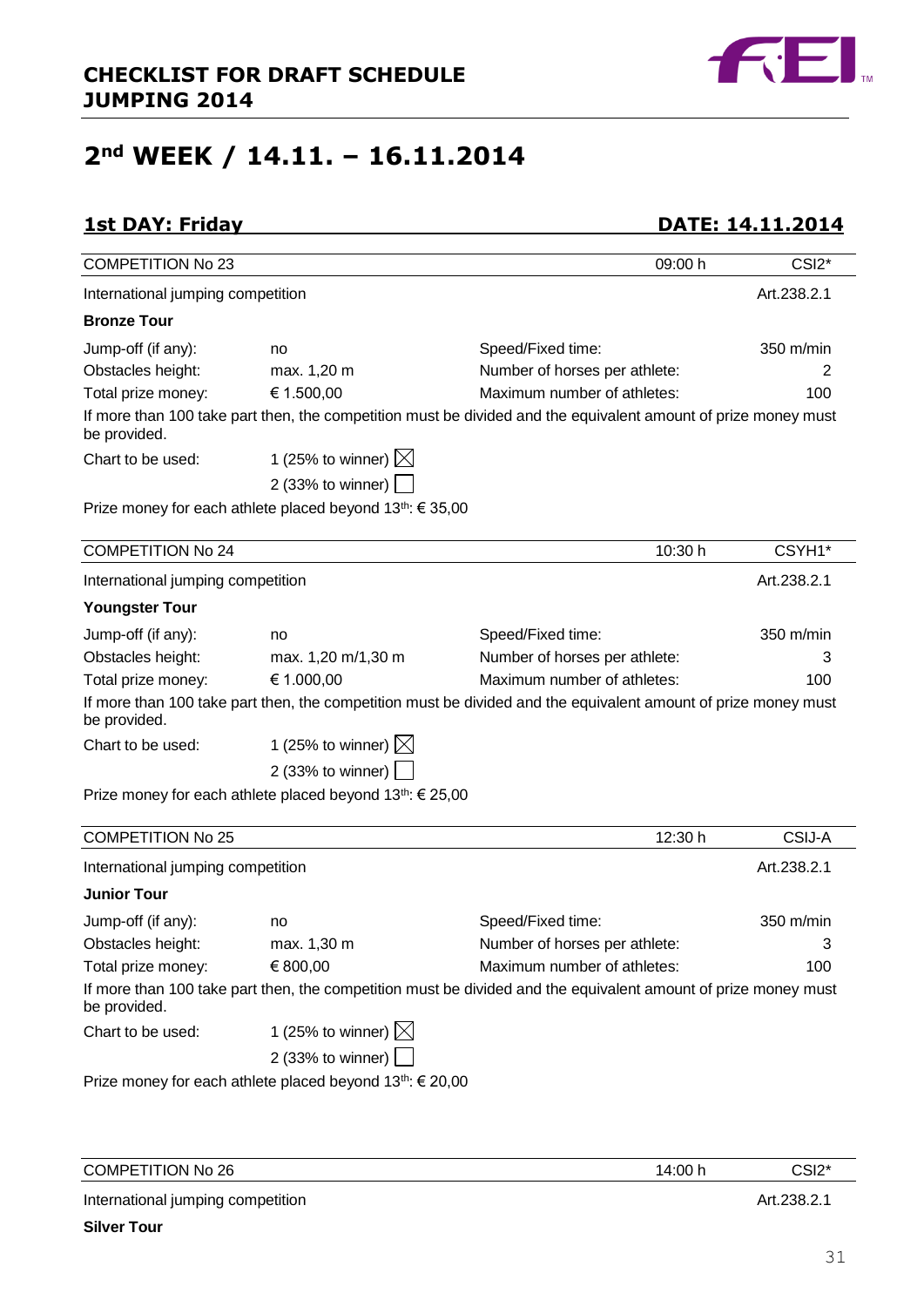## CHECKLIST FOR DRAFT SCHEDULE JUMPING 2014

# 2nd WEEK / 14.11. – 16.11.2014

## 1st DAY: Friday — DATE: 14.11.2014

| COMPETITION No 23 | | 09:00 h | CSI2* |
|---|---|---|---|

International jumping competition — Art.238.2.1

**Bronze Tour**

| | | | |
|---|---|---|---|
| Jump-off (if any): | no | Speed/Fixed time: | 350 m/min |
| Obstacles height: | max. 1,20 m | Number of horses per athlete: | 2 |
| Total prize money: | € 1.500,00 | Maximum number of athletes: | 100 |

If more than 100 take part then, the competition must be divided and the equivalent amount of prize money must be provided.

Chart to be used: 1 (25% to winner) ☒
2 (33% to winner) ☐

Prize money for each athlete placed beyond 13th: € 35,00

| COMPETITION No 24 | | 10:30 h | CSYH1* |
|---|---|---|---|

International jumping competition — Art.238.2.1

**Youngster Tour**

| | | | |
|---|---|---|---|
| Jump-off (if any): | no | Speed/Fixed time: | 350 m/min |
| Obstacles height: | max. 1,20 m/1,30 m | Number of horses per athlete: | 3 |
| Total prize money: | € 1.000,00 | Maximum number of athletes: | 100 |

If more than 100 take part then, the competition must be divided and the equivalent amount of prize money must be provided.

Chart to be used: 1 (25% to winner) ☒
2 (33% to winner) ☐

Prize money for each athlete placed beyond 13th: € 25,00

| COMPETITION No 25 | | 12:30 h | CSIJ-A |
|---|---|---|---|

International jumping competition — Art.238.2.1

**Junior Tour**

| | | | |
|---|---|---|---|
| Jump-off (if any): | no | Speed/Fixed time: | 350 m/min |
| Obstacles height: | max. 1,30 m | Number of horses per athlete: | 3 |
| Total prize money: | € 800,00 | Maximum number of athletes: | 100 |

If more than 100 take part then, the competition must be divided and the equivalent amount of prize money must be provided.

Chart to be used: 1 (25% to winner) ☒
2 (33% to winner) ☐

Prize money for each athlete placed beyond 13th: € 20,00

| COMPETITION No 26 | | 14:00 h | CSI2* |
|---|---|---|---|

International jumping competition — Art.238.2.1

**Silver Tour**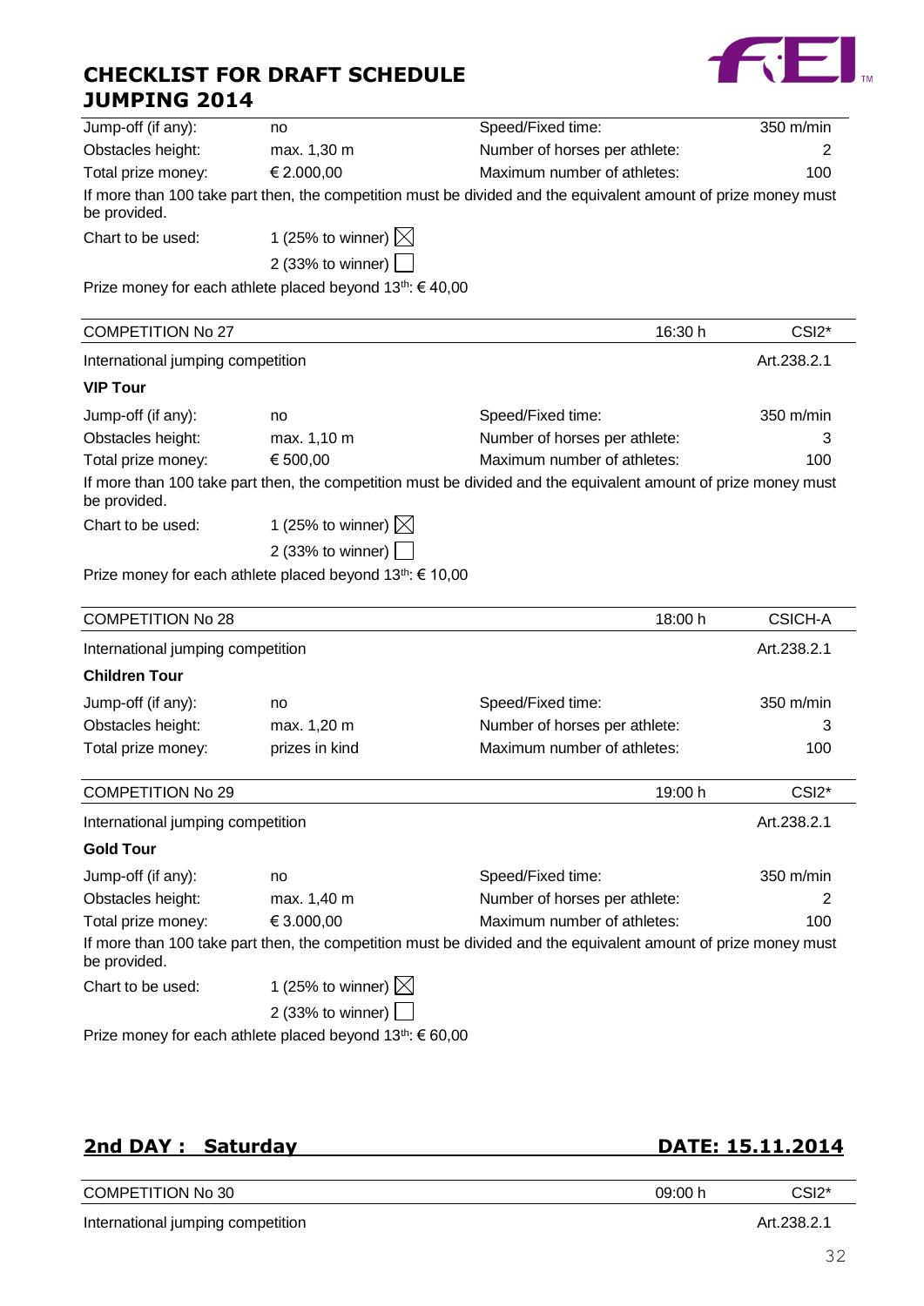# CHECKLIST FOR DRAFT SCHEDULE JUMPING 2014

| | | | |
|---|---|---|---|
| Jump-off (if any): | no | Speed/Fixed time: | 350 m/min |
| Obstacles height: | max. 1,30 m | Number of horses per athlete: | 2 |
| Total prize money: | € 2.000,00 | Maximum number of athletes: | 100 |

If more than 100 take part then, the competition must be divided and the equivalent amount of prize money must be provided.

Chart to be used: 1 (25% to winner) ☒
2 (33% to winner) ☐

Prize money for each athlete placed beyond 13th: € 40,00

| COMPETITION No 27 | 16:30 h | CSI2* |
|---|---|---|

International jumping competition — Art.238.2.1

**VIP Tour**

| | | | |
|---|---|---|---|
| Jump-off (if any): | no | Speed/Fixed time: | 350 m/min |
| Obstacles height: | max. 1,10 m | Number of horses per athlete: | 3 |
| Total prize money: | € 500,00 | Maximum number of athletes: | 100 |

If more than 100 take part then, the competition must be divided and the equivalent amount of prize money must be provided.

Chart to be used: 1 (25% to winner) ☒
2 (33% to winner) ☐

Prize money for each athlete placed beyond 13th: € 10,00

| COMPETITION No 28 | 18:00 h | CSICH-A |
|---|---|---|

International jumping competition — Art.238.2.1

**Children Tour**

| | | | |
|---|---|---|---|
| Jump-off (if any): | no | Speed/Fixed time: | 350 m/min |
| Obstacles height: | max. 1,20 m | Number of horses per athlete: | 3 |
| Total prize money: | prizes in kind | Maximum number of athletes: | 100 |

| COMPETITION No 29 | 19:00 h | CSI2* |
|---|---|---|

International jumping competition — Art.238.2.1

**Gold Tour**

| | | | |
|---|---|---|---|
| Jump-off (if any): | no | Speed/Fixed time: | 350 m/min |
| Obstacles height: | max. 1,40 m | Number of horses per athlete: | 2 |
| Total prize money: | € 3.000,00 | Maximum number of athletes: | 100 |

If more than 100 take part then, the competition must be divided and the equivalent amount of prize money must be provided.

Chart to be used: 1 (25% to winner) ☒
2 (33% to winner) ☐

Prize money for each athlete placed beyond 13th: € 60,00

## 2nd DAY : Saturday — DATE: 15.11.2014

| COMPETITION No 30 | 09:00 h | CSI2* |
|---|---|---|

International jumping competition — Art.238.2.1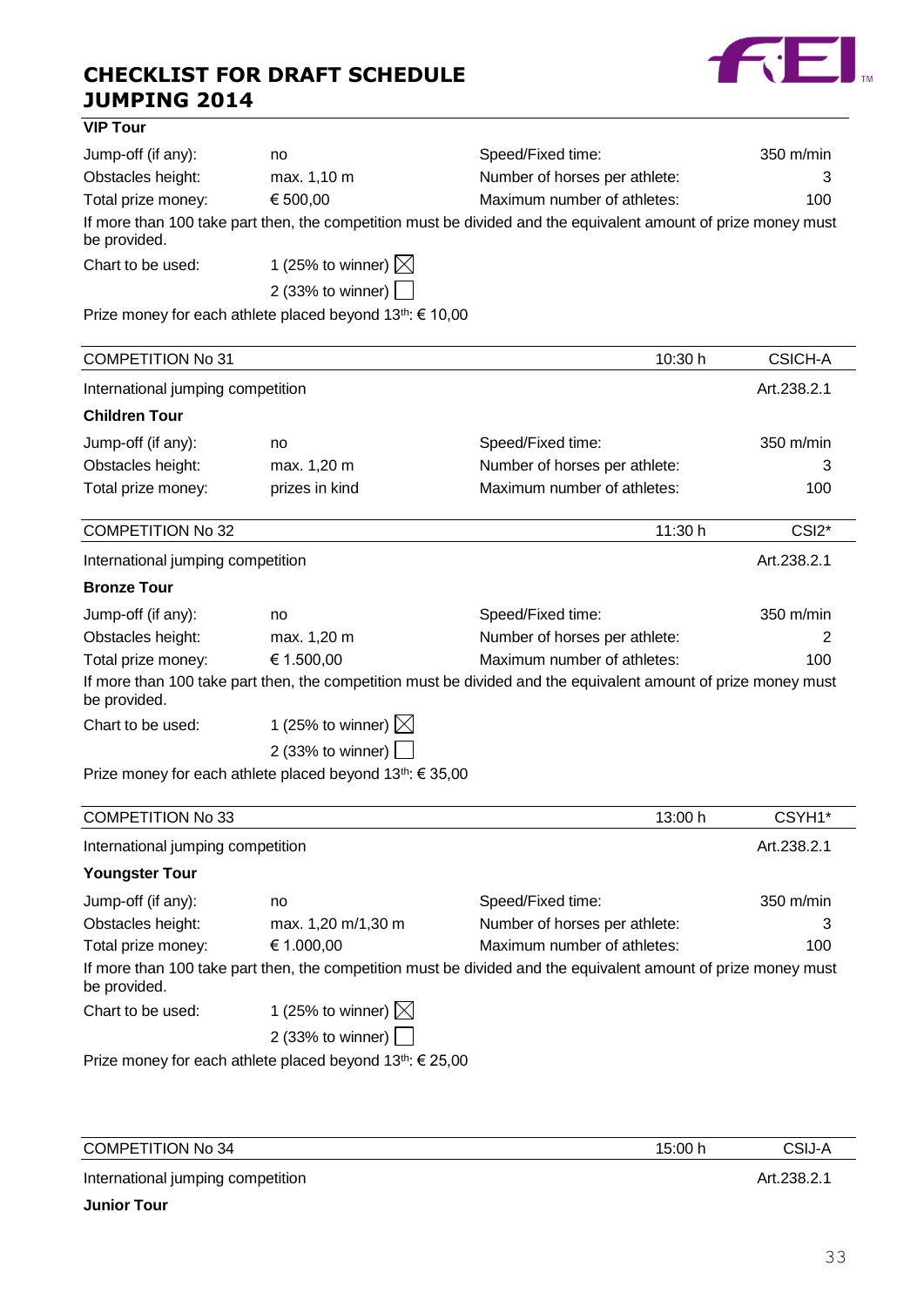# CHECKLIST FOR DRAFT SCHEDULE JUMPING 2014

**VIP Tour**

| | | | |
|---|---|---|---|
| Jump-off (if any): | no | Speed/Fixed time: | 350 m/min |
| Obstacles height: | max. 1,10 m | Number of horses per athlete: | 3 |
| Total prize money: | € 500,00 | Maximum number of athletes: | 100 |

If more than 100 take part then, the competition must be divided and the equivalent amount of prize money must be provided.

Chart to be used: 1 (25% to winner) ☒
2 (33% to winner) ☐

Prize money for each athlete placed beyond 13th: € 10,00

---

| COMPETITION No 31 | 10:30 h | CSICH-A |
|---|---|---|

International jumping competition — Art.238.2.1

**Children Tour**

| | | | |
|---|---|---|---|
| Jump-off (if any): | no | Speed/Fixed time: | 350 m/min |
| Obstacles height: | max. 1,20 m | Number of horses per athlete: | 3 |
| Total prize money: | prizes in kind | Maximum number of athletes: | 100 |

---

| COMPETITION No 32 | 11:30 h | CSI2* |
|---|---|---|

International jumping competition — Art.238.2.1

**Bronze Tour**

| | | | |
|---|---|---|---|
| Jump-off (if any): | no | Speed/Fixed time: | 350 m/min |
| Obstacles height: | max. 1,20 m | Number of horses per athlete: | 2 |
| Total prize money: | € 1.500,00 | Maximum number of athletes: | 100 |

If more than 100 take part then, the competition must be divided and the equivalent amount of prize money must be provided.

Chart to be used: 1 (25% to winner) ☒
2 (33% to winner) ☐

Prize money for each athlete placed beyond 13th: € 35,00

---

| COMPETITION No 33 | 13:00 h | CSYH1* |
|---|---|---|

International jumping competition — Art.238.2.1

**Youngster Tour**

| | | | |
|---|---|---|---|
| Jump-off (if any): | no | Speed/Fixed time: | 350 m/min |
| Obstacles height: | max. 1,20 m/1,30 m | Number of horses per athlete: | 3 |
| Total prize money: | € 1.000,00 | Maximum number of athletes: | 100 |

If more than 100 take part then, the competition must be divided and the equivalent amount of prize money must be provided.

Chart to be used: 1 (25% to winner) ☒
2 (33% to winner) ☐

Prize money for each athlete placed beyond 13th: € 25,00

---

| COMPETITION No 34 | 15:00 h | CSIJ-A |
|---|---|---|

International jumping competition — Art.238.2.1

**Junior Tour**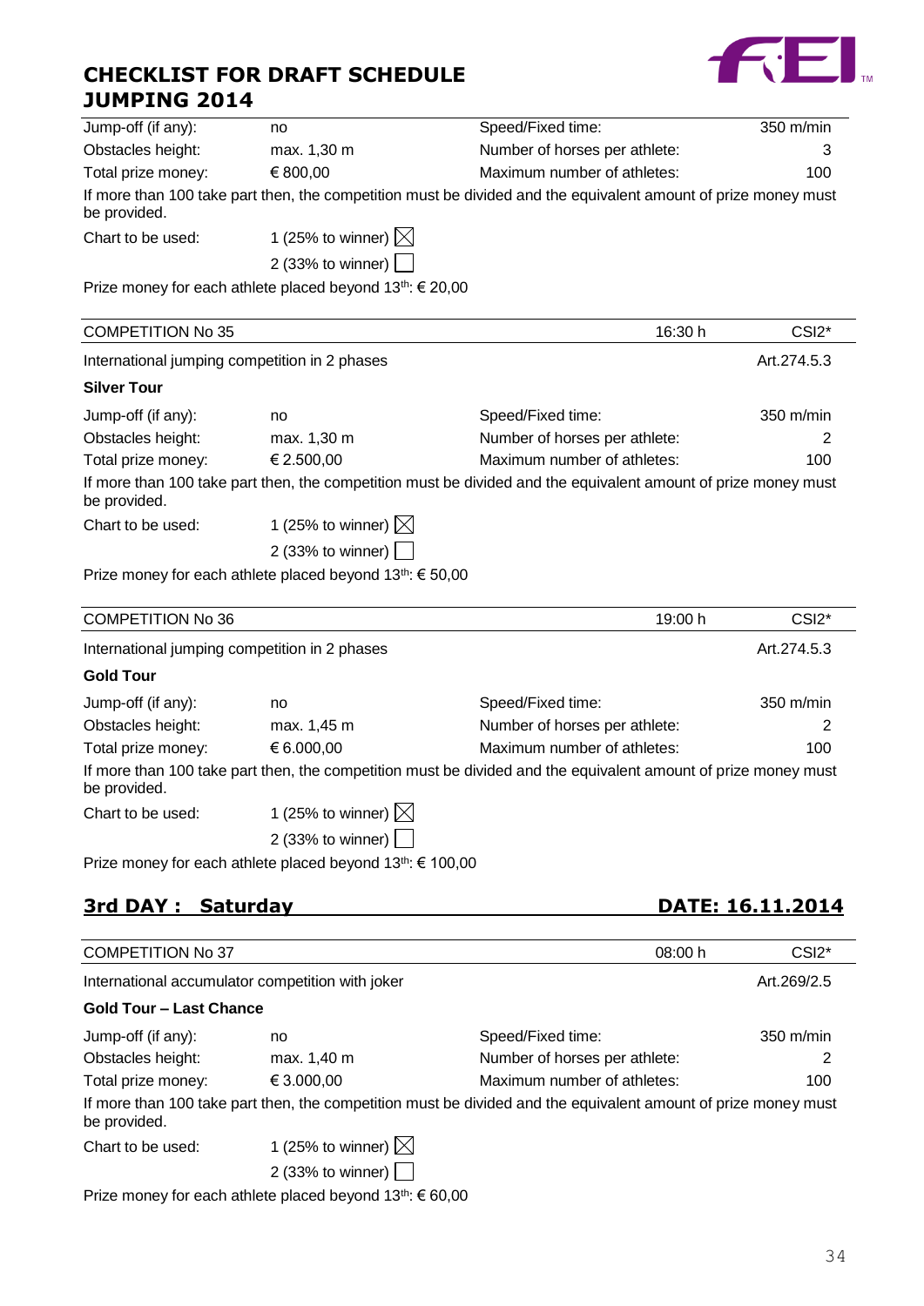# CHECKLIST FOR DRAFT SCHEDULE JUMPING 2014

| | | | |
|---|---|---|---|
| Jump-off (if any): | no | Speed/Fixed time: | 350 m/min |
| Obstacles height: | max. 1,30 m | Number of horses per athlete: | 3 |
| Total prize money: | € 800,00 | Maximum number of athletes: | 100 |

If more than 100 take part then, the competition must be divided and the equivalent amount of prize money must be provided.

Chart to be used: 1 (25% to winner) ☒
2 (33% to winner) ☐

Prize money for each athlete placed beyond 13th: € 20,00

| COMPETITION No 35 | 16:30 h | CSI2* |
|---|---|---|

International jumping competition in 2 phases — Art.274.5.3

**Silver Tour**

| | | | |
|---|---|---|---|
| Jump-off (if any): | no | Speed/Fixed time: | 350 m/min |
| Obstacles height: | max. 1,30 m | Number of horses per athlete: | 2 |
| Total prize money: | € 2.500,00 | Maximum number of athletes: | 100 |

If more than 100 take part then, the competition must be divided and the equivalent amount of prize money must be provided.

Chart to be used: 1 (25% to winner) ☒
2 (33% to winner) ☐

Prize money for each athlete placed beyond 13th: € 50,00

| COMPETITION No 36 | 19:00 h | CSI2* |
|---|---|---|

International jumping competition in 2 phases — Art.274.5.3

**Gold Tour**

| | | | |
|---|---|---|---|
| Jump-off (if any): | no | Speed/Fixed time: | 350 m/min |
| Obstacles height: | max. 1,45 m | Number of horses per athlete: | 2 |
| Total prize money: | € 6.000,00 | Maximum number of athletes: | 100 |

If more than 100 take part then, the competition must be divided and the equivalent amount of prize money must be provided.

Chart to be used: 1 (25% to winner) ☒
2 (33% to winner) ☐

Prize money for each athlete placed beyond 13th: € 100,00

## 3rd DAY : Saturday — DATE: 16.11.2014

| COMPETITION No 37 | 08:00 h | CSI2* |
|---|---|---|

International accumulator competition with joker — Art.269/2.5

**Gold Tour – Last Chance**

| | | | |
|---|---|---|---|
| Jump-off (if any): | no | Speed/Fixed time: | 350 m/min |
| Obstacles height: | max. 1,40 m | Number of horses per athlete: | 2 |
| Total prize money: | € 3.000,00 | Maximum number of athletes: | 100 |

If more than 100 take part then, the competition must be divided and the equivalent amount of prize money must be provided.

Chart to be used: 1 (25% to winner) ☒
2 (33% to winner) ☐

Prize money for each athlete placed beyond 13th: € 60,00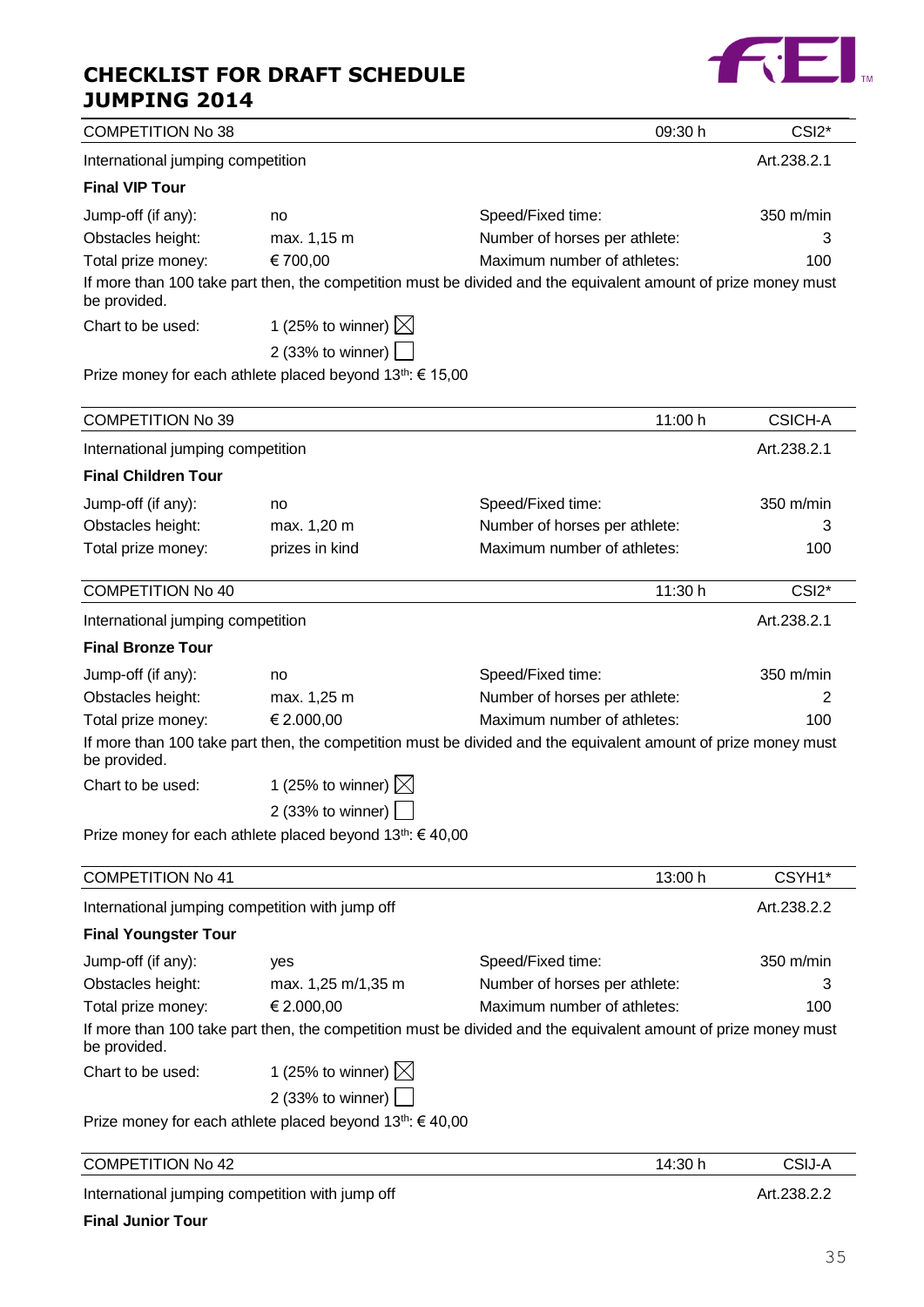# CHECKLIST FOR DRAFT SCHEDULE JUMPING 2014

| COMPETITION No 38 | | 09:30 h | CSI2* |
|---|---|---|---|

International jumping competition — Art.238.2.1

**Final VIP Tour**

| | | | |
|---|---|---|---|
| Jump-off (if any): | no | Speed/Fixed time: | 350 m/min |
| Obstacles height: | max. 1,15 m | Number of horses per athlete: | 3 |
| Total prize money: | € 700,00 | Maximum number of athletes: | 100 |

If more than 100 take part then, the competition must be divided and the equivalent amount of prize money must be provided.

Chart to be used: 1 (25% to winner) ☒
2 (33% to winner) ☐

Prize money for each athlete placed beyond 13th: € 15,00

| COMPETITION No 39 | | 11:00 h | CSICH-A |
|---|---|---|---|

International jumping competition — Art.238.2.1

**Final Children Tour**

| | | | |
|---|---|---|---|
| Jump-off (if any): | no | Speed/Fixed time: | 350 m/min |
| Obstacles height: | max. 1,20 m | Number of horses per athlete: | 3 |
| Total prize money: | prizes in kind | Maximum number of athletes: | 100 |

| COMPETITION No 40 | | 11:30 h | CSI2* |
|---|---|---|---|

International jumping competition — Art.238.2.1

**Final Bronze Tour**

| | | | |
|---|---|---|---|
| Jump-off (if any): | no | Speed/Fixed time: | 350 m/min |
| Obstacles height: | max. 1,25 m | Number of horses per athlete: | 2 |
| Total prize money: | € 2.000,00 | Maximum number of athletes: | 100 |

If more than 100 take part then, the competition must be divided and the equivalent amount of prize money must be provided.

Chart to be used: 1 (25% to winner) ☒
2 (33% to winner) ☐

Prize money for each athlete placed beyond 13th: € 40,00

| COMPETITION No 41 | | 13:00 h | CSYH1* |
|---|---|---|---|

International jumping competition with jump off — Art.238.2.2

**Final Youngster Tour**

| | | | |
|---|---|---|---|
| Jump-off (if any): | yes | Speed/Fixed time: | 350 m/min |
| Obstacles height: | max. 1,25 m/1,35 m | Number of horses per athlete: | 3 |
| Total prize money: | € 2.000,00 | Maximum number of athletes: | 100 |

If more than 100 take part then, the competition must be divided and the equivalent amount of prize money must be provided.

Chart to be used: 1 (25% to winner) ☒
2 (33% to winner) ☐

Prize money for each athlete placed beyond 13th: € 40,00

| COMPETITION No 42 | | 14:30 h | CSIJ-A |
|---|---|---|---|

International jumping competition with jump off — Art.238.2.2

**Final Junior Tour**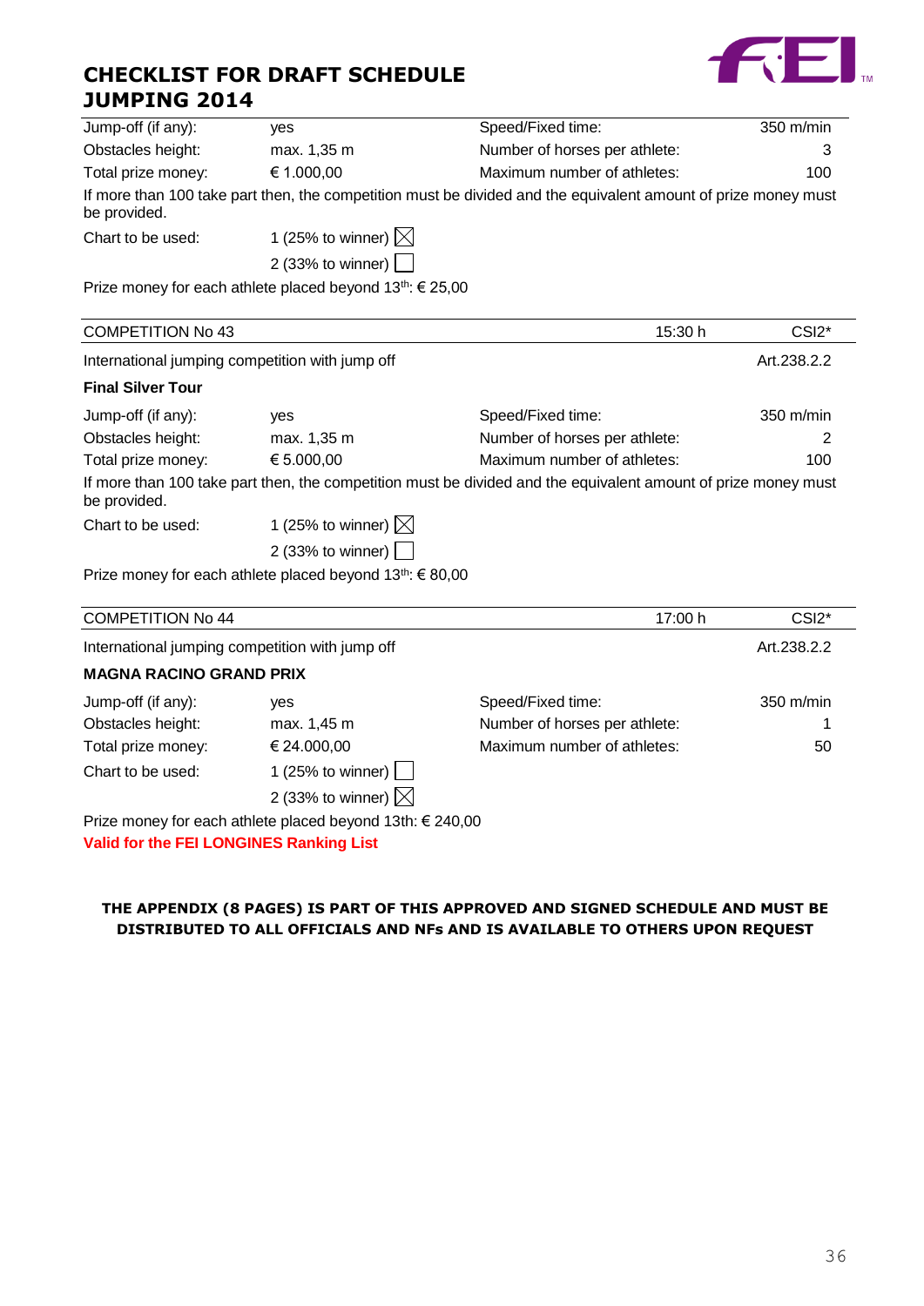# CHECKLIST FOR DRAFT SCHEDULE JUMPING 2014

| | | | |
|---|---|---|---|
| Jump-off (if any): | yes | Speed/Fixed time: | 350 m/min |
| Obstacles height: | max. 1,35 m | Number of horses per athlete: | 3 |
| Total prize money: | € 1.000,00 | Maximum number of athletes: | 100 |

If more than 100 take part then, the competition must be divided and the equivalent amount of prize money must be provided.

Chart to be used: 1 (25% to winner) ☒
2 (33% to winner) ☐

Prize money for each athlete placed beyond 13th: € 25,00

---

| COMPETITION No 43 | 15:30 h | CSI2* |
|---|---|---|

International jumping competition with jump off — Art.238.2.2

**Final Silver Tour**

| | | | |
|---|---|---|---|
| Jump-off (if any): | yes | Speed/Fixed time: | 350 m/min |
| Obstacles height: | max. 1,35 m | Number of horses per athlete: | 2 |
| Total prize money: | € 5.000,00 | Maximum number of athletes: | 100 |

If more than 100 take part then, the competition must be divided and the equivalent amount of prize money must be provided.

Chart to be used: 1 (25% to winner) ☒
2 (33% to winner) ☐

Prize money for each athlete placed beyond 13th: € 80,00

---

| COMPETITION No 44 | 17:00 h | CSI2* |
|---|---|---|

International jumping competition with jump off — Art.238.2.2

**MAGNA RACINO GRAND PRIX**

| | | | |
|---|---|---|---|
| Jump-off (if any): | yes | Speed/Fixed time: | 350 m/min |
| Obstacles height: | max. 1,45 m | Number of horses per athlete: | 1 |
| Total prize money: | € 24.000,00 | Maximum number of athletes: | 50 |

Chart to be used: 1 (25% to winner) ☐
2 (33% to winner) ☒

Prize money for each athlete placed beyond 13th: € 240,00

**Valid for the FEI LONGINES Ranking List**

**THE APPENDIX (8 PAGES) IS PART OF THIS APPROVED AND SIGNED SCHEDULE AND MUST BE DISTRIBUTED TO ALL OFFICIALS AND NFs AND IS AVAILABLE TO OTHERS UPON REQUEST**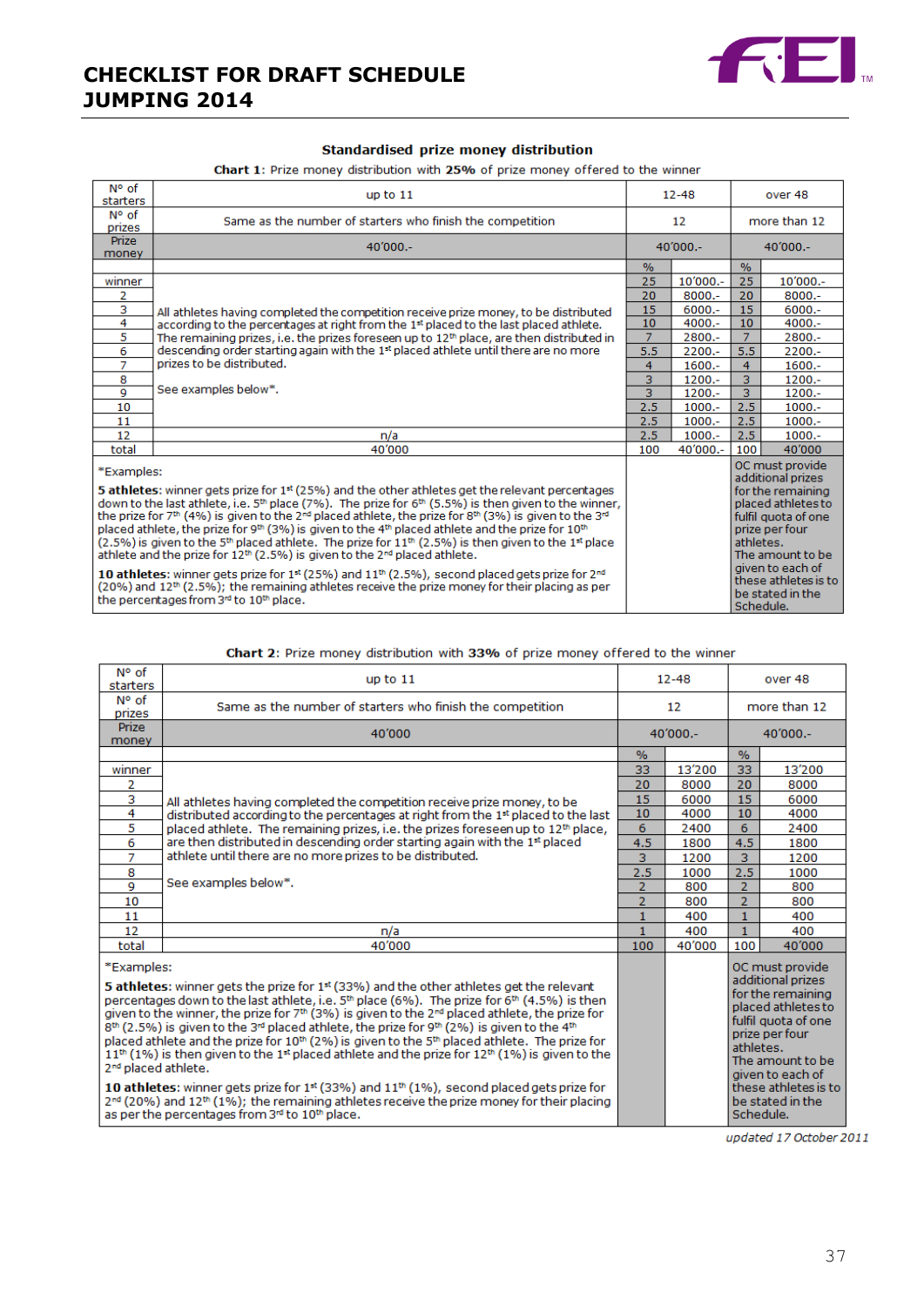# CHECKLIST FOR DRAFT SCHEDULE JUMPING 2014

## Standardised prize money distribution

**Chart 1**: Prize money distribution with **25%** of prize money offered to the winner

| N° of starters | up to 11 | 12-48 | | over 48 | |
|---|---|---|---|---|---|
| N° of prizes | Same as the number of starters who finish the competition | 12 | | more than 12 | |
| Prize money | 40'000.- | 40'000.- | | 40'000.- | |
| | | % | | % | |
| winner | All athletes having completed the competition receive prize money, to be distributed according to the percentages at right from the 1st placed to the last placed athlete. The remaining prizes, i.e. the prizes foreseen up to 12th place, are then distributed in descending order starting again with the 1st placed athlete until there are no more prizes to be distributed. See examples below*. | 25 | 10'000.- | 25 | 10'000.- |
| 2 | | 20 | 8000.- | 20 | 8000.- |
| 3 | | 15 | 6000.- | 15 | 6000.- |
| 4 | | 10 | 4000.- | 10 | 4000.- |
| 5 | | 7 | 2800.- | 7 | 2800.- |
| 6 | | 5.5 | 2200.- | 5.5 | 2200.- |
| 7 | | 4 | 1600.- | 4 | 1600.- |
| 8 | | 3 | 1200.- | 3 | 1200.- |
| 9 | | 3 | 1200.- | 3 | 1200.- |
| 10 | | 2.5 | 1000.- | 2.5 | 1000.- |
| 11 | | 2.5 | 1000.- | 2.5 | 1000.- |
| 12 | n/a | 2.5 | 1000.- | 2.5 | 1000.- |
| total | 40'000 | 100 | 40'000.- | 100 | 40'000 |

*Examples:

**5 athletes**: winner gets prize for 1st (25%) and the other athletes get the relevant percentages down to the last athlete, i.e. 5th place (7%). The prize for 6th (5.5%) is then given to the winner, the prize for 7th (4%) is given to the 2nd placed athlete, the prize for 8th (3%) is given to the 3rd placed athlete, the prize for 9th (3%) is given to the 4th placed athlete and the prize for 10th (2.5%) is given to the 5th placed athlete. The prize for 11th (2.5%) is then given to the 1st place athlete and the prize for 12th (2.5%) is given to the 2nd placed athlete.

**10 athletes**: winner gets prize for 1st (25%) and 11th (2.5%), second placed gets prize for 2nd (20%) and 12th (2.5%); the remaining athletes receive the prize money for their placing as per the percentages from 3rd to 10th place.

*(over 48)*: OC must provide additional prizes for the remaining placed athletes to fulfil quota of one prize per four athletes. The amount to be given to each of these athletes is to be stated in the Schedule.

**Chart 2**: Prize money distribution with **33%** of prize money offered to the winner

| N° of starters | up to 11 | 12-48 | | over 48 | |
|---|---|---|---|---|---|
| N° of prizes | Same as the number of starters who finish the competition | 12 | | more than 12 | |
| Prize money | 40'000 | 40'000.- | | 40'000.- | |
| | | % | | % | |
| winner | All athletes having completed the competition receive prize money, to be distributed according to the percentages at right from the 1st placed to the last placed athlete. The remaining prizes, i.e. the prizes foreseen up to 12th place, are then distributed in descending order starting again with the 1st placed athlete until there are no more prizes to be distributed. See examples below*. | 33 | 13'200 | 33 | 13'200 |
| 2 | | 20 | 8000 | 20 | 8000 |
| 3 | | 15 | 6000 | 15 | 6000 |
| 4 | | 10 | 4000 | 10 | 4000 |
| 5 | | 6 | 2400 | 6 | 2400 |
| 6 | | 4.5 | 1800 | 4.5 | 1800 |
| 7 | | 3 | 1200 | 3 | 1200 |
| 8 | | 2.5 | 1000 | 2.5 | 1000 |
| 9 | | 2 | 800 | 2 | 800 |
| 10 | | 2 | 800 | 2 | 800 |
| 11 | | 1 | 400 | 1 | 400 |
| 12 | n/a | 1 | 400 | 1 | 400 |
| total | 40'000 | 100 | 40'000 | 100 | 40'000 |

*Examples:

**5 athletes**: winner gets the prize for 1st (33%) and the other athletes get the relevant percentages down to the last athlete, i.e. 5th place (6%). The prize for 6th (4.5%) is then given to the winner, the prize for 7th (3%) is given to the 2nd placed athlete, the prize for 8th (2.5%) is given to the 3rd placed athlete, the prize for 9th (2%) is given to the 4th placed athlete and the prize for 10th (2%) is given to the 5th placed athlete. The prize for 11th (1%) is then given to the 1st placed athlete and the prize for 12th (1%) is given to the 2nd placed athlete.

**10 athletes**: winner gets prize for 1st (33%) and 11th (1%), second placed gets prize for 2nd (20%) and 12th (1%); the remaining athletes receive the prize money for their placing as per the percentages from 3rd to 10th place.

*(over 48)*: OC must provide additional prizes for the remaining placed athletes to fulfil quota of one prize per four athletes. The amount to be given to each of these athletes is to be stated in the Schedule.

*updated 17 October 2011*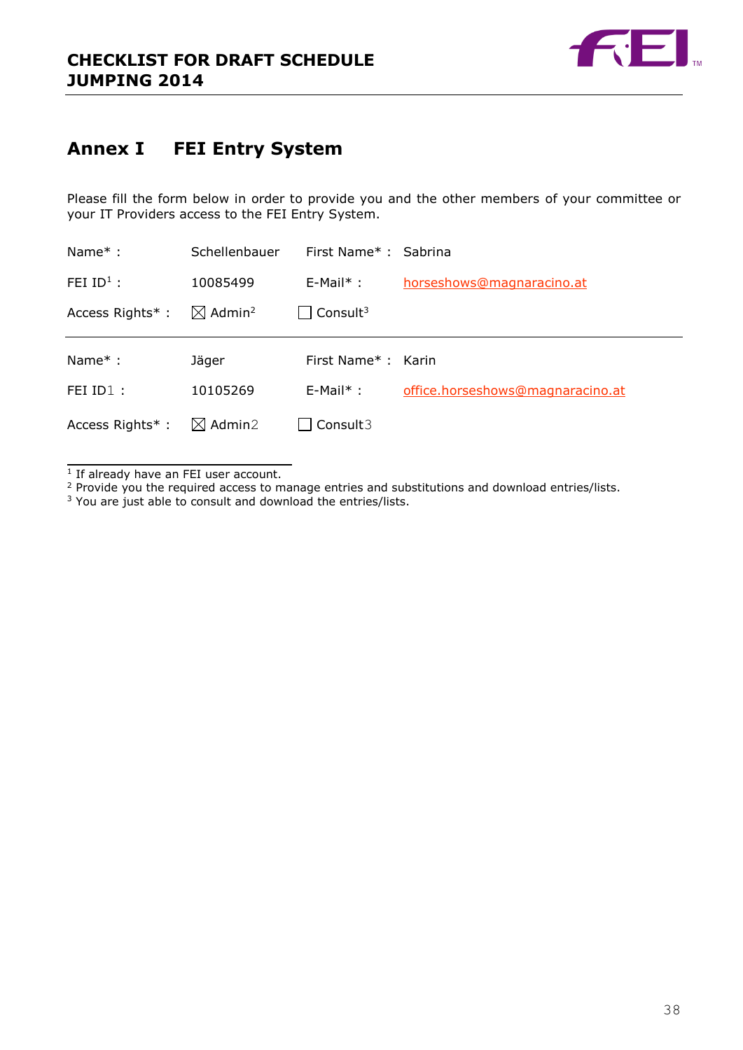# Annex I FEI Entry System

Please fill the form below in order to provide you and the other members of your committee or your IT Providers access to the FEI Entry System.

| | | | |
|---|---|---|---|
| Name* : | Schellenbauer | First Name* : | Sabrina |
| FEI ID[1] : | 10085499 | E-Mail* : | horseshows@magnaracino.at |
| Access Rights* : | ☒ Admin[2] | ☐ Consult[3] | |

| | | | |
|---|---|---|---|
| Name* : | Jäger | First Name* : | Karin |
| FEI ID[1] : | 10105269 | E-Mail* : | office.horseshows@magnaracino.at |
| Access Rights* : | ☒ Admin[2] | ☐ Consult[3] | |

[1] If already have an FEI user account.
[2] Provide you the required access to manage entries and substitutions and download entries/lists.
[3] You are just able to consult and download the entries/lists.